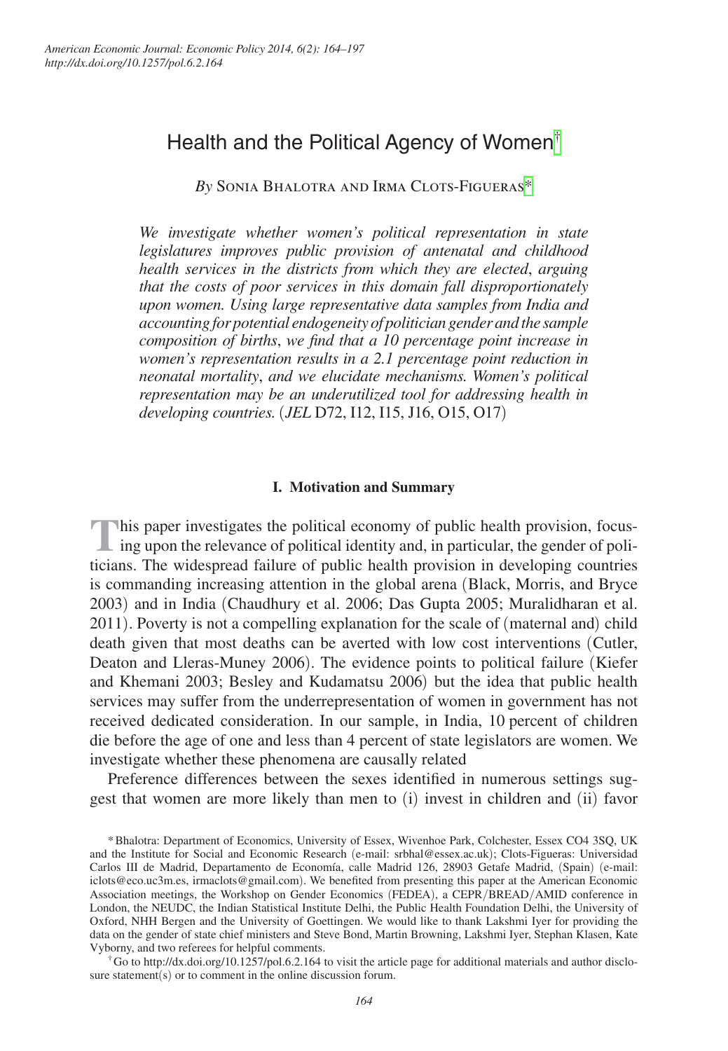# Health and the Political Agency of Women[†]

*By* Sonia Bhalotra and Irma Clots-Figueras[*]

*We investigate whether women's political representation in state legislatures improves public provision of antenatal and childhood health services in the districts from which they are elected, arguing that the costs of poor services in this domain fall disproportionately upon women. Using large representative data samples from India and accounting for potential endogeneity of politician gender and the sample composition of births, we find that a 10 percentage point increase in women's representation results in a 2.1 percentage point reduction in neonatal mortality, and we elucidate mechanisms. Women's political representation may be an underutilized tool for addressing health in developing countries.* (*JEL* D72, I12, I15, J16, O15, O17)

## I. Motivation and Summary

This paper investigates the political economy of public health provision, focusing upon the relevance of political identity and, in particular, the gender of politicians. The widespread failure of public health provision in developing countries is commanding increasing attention in the global arena (Black, Morris, and Bryce 2003) and in India (Chaudhury et al. 2006; Das Gupta 2005; Muralidharan et al. 2011). Poverty is not a compelling explanation for the scale of (maternal and) child death given that most deaths can be averted with low cost interventions (Cutler, Deaton and Lleras-Muney 2006). The evidence points to political failure (Kiefer and Khemani 2003; Besley and Kudamatsu 2006) but the idea that public health services may suffer from the underrepresentation of women in government has not received dedicated consideration. In our sample, in India, 10 percent of children die before the age of one and less than 4 percent of state legislators are women. We investigate whether these phenomena are causally related

Preference differences between the sexes identified in numerous settings suggest that women are more likely than men to (i) invest in children and (ii) favor

[*] Bhalotra: Department of Economics, University of Essex, Wivenhoe Park, Colchester, Essex CO4 3SQ, UK and the Institute for Social and Economic Research (e-mail: srbhal@essex.ac.uk); Clots-Figueras: Universidad Carlos III de Madrid, Departamento de Economía, calle Madrid 126, 28903 Getafe Madrid, (Spain) (e-mail: iclots@eco.uc3m.es, irmaclots@gmail.com). We benefited from presenting this paper at the American Economic Association meetings, the Workshop on Gender Economics (FEDEA), a CEPR/BREAD/AMID conference in London, the NEUDC, the Indian Statistical Institute Delhi, the Public Health Foundation Delhi, the University of Oxford, NHH Bergen and the University of Goettingen. We would like to thank Lakshmi Iyer for providing the data on the gender of state chief ministers and Steve Bond, Martin Browning, Lakshmi Iyer, Stephan Klasen, Kate Vyborny, and two referees for helpful comments.

[†] Go to http://dx.doi.org/10.1257/pol.6.2.164 to visit the article page for additional materials and author disclosure statement(s) or to comment in the online discussion forum.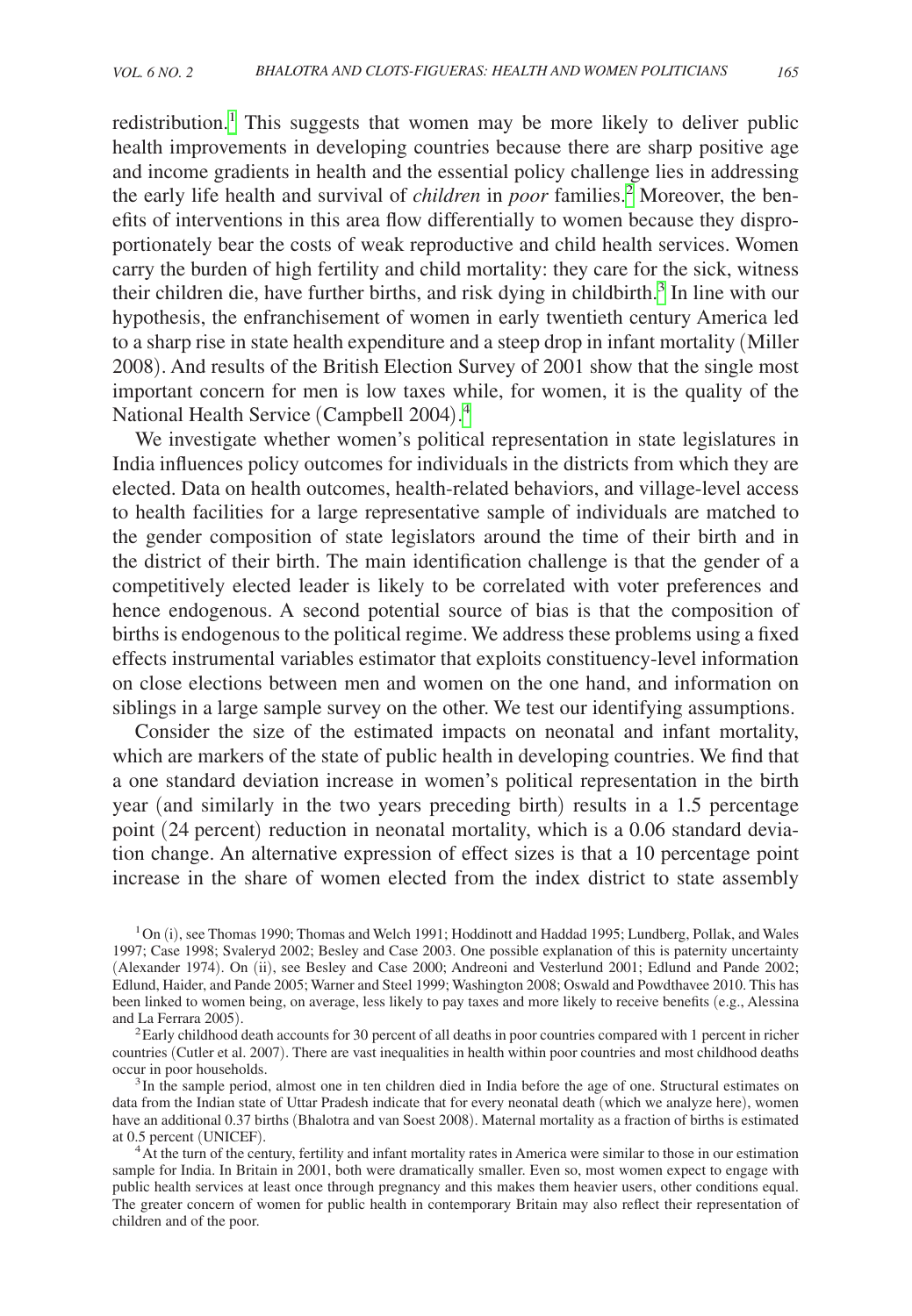redistribution.[1] This suggests that women may be more likely to deliver public health improvements in developing countries because there are sharp positive age and income gradients in health and the essential policy challenge lies in addressing the early life health and survival of *children* in *poor* families.[2] Moreover, the benefits of interventions in this area flow differentially to women because they disproportionately bear the costs of weak reproductive and child health services. Women carry the burden of high fertility and child mortality: they care for the sick, witness their children die, have further births, and risk dying in childbirth.[3] In line with our hypothesis, the enfranchisement of women in early twentieth century America led to a sharp rise in state health expenditure and a steep drop in infant mortality (Miller 2008). And results of the British Election Survey of 2001 show that the single most important concern for men is low taxes while, for women, it is the quality of the National Health Service (Campbell 2004).[4]

We investigate whether women's political representation in state legislatures in India influences policy outcomes for individuals in the districts from which they are elected. Data on health outcomes, health-related behaviors, and village-level access to health facilities for a large representative sample of individuals are matched to the gender composition of state legislators around the time of their birth and in the district of their birth. The main identification challenge is that the gender of a competitively elected leader is likely to be correlated with voter preferences and hence endogenous. A second potential source of bias is that the composition of births is endogenous to the political regime. We address these problems using a fixed effects instrumental variables estimator that exploits constituency-level information on close elections between men and women on the one hand, and information on siblings in a large sample survey on the other. We test our identifying assumptions.

Consider the size of the estimated impacts on neonatal and infant mortality, which are markers of the state of public health in developing countries. We find that a one standard deviation increase in women's political representation in the birth year (and similarly in the two years preceding birth) results in a 1.5 percentage point (24 percent) reduction in neonatal mortality, which is a 0.06 standard deviation change. An alternative expression of effect sizes is that a 10 percentage point increase in the share of women elected from the index district to state assembly

[1] On (i), see Thomas 1990; Thomas and Welch 1991; Hoddinott and Haddad 1995; Lundberg, Pollak, and Wales 1997; Case 1998; Svaleryd 2002; Besley and Case 2003. One possible explanation of this is paternity uncertainty (Alexander 1974). On (ii), see Besley and Case 2000; Andreoni and Vesterlund 2001; Edlund and Pande 2002; Edlund, Haider, and Pande 2005; Warner and Steel 1999; Washington 2008; Oswald and Powdthavee 2010. This has been linked to women being, on average, less likely to pay taxes and more likely to receive benefits (e.g., Alessina and La Ferrara 2005).

[2] Early childhood death accounts for 30 percent of all deaths in poor countries compared with 1 percent in richer countries (Cutler et al. 2007). There are vast inequalities in health within poor countries and most childhood deaths occur in poor households.

[3] In the sample period, almost one in ten children died in India before the age of one. Structural estimates on data from the Indian state of Uttar Pradesh indicate that for every neonatal death (which we analyze here), women have an additional 0.37 births (Bhalotra and van Soest 2008). Maternal mortality as a fraction of births is estimated at 0.5 percent (UNICEF).

[4] At the turn of the century, fertility and infant mortality rates in America were similar to those in our estimation sample for India. In Britain in 2001, both were dramatically smaller. Even so, most women expect to engage with public health services at least once through pregnancy and this makes them heavier users, other conditions equal. The greater concern of women for public health in contemporary Britain may also reflect their representation of children and of the poor.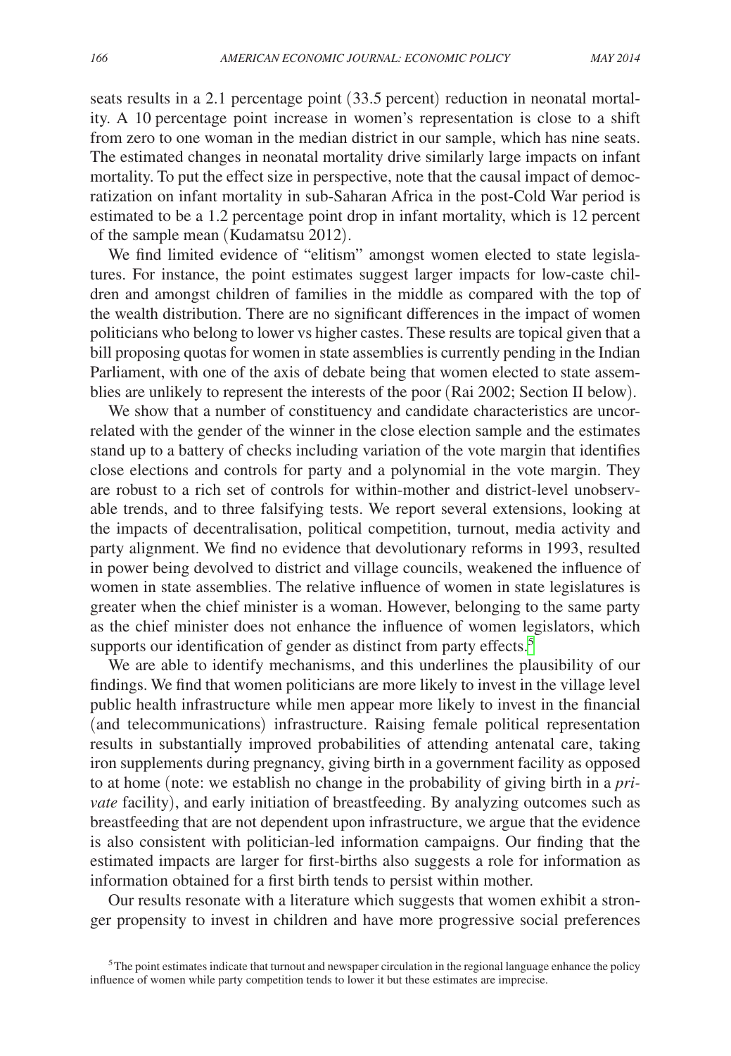seats results in a 2.1 percentage point (33.5 percent) reduction in neonatal mortality. A 10 percentage point increase in women's representation is close to a shift from zero to one woman in the median district in our sample, which has nine seats. The estimated changes in neonatal mortality drive similarly large impacts on infant mortality. To put the effect size in perspective, note that the causal impact of democratization on infant mortality in sub-Saharan Africa in the post-Cold War period is estimated to be a 1.2 percentage point drop in infant mortality, which is 12 percent of the sample mean (Kudamatsu 2012).

We find limited evidence of "elitism" amongst women elected to state legislatures. For instance, the point estimates suggest larger impacts for low-caste children and amongst children of families in the middle as compared with the top of the wealth distribution. There are no significant differences in the impact of women politicians who belong to lower vs higher castes. These results are topical given that a bill proposing quotas for women in state assemblies is currently pending in the Indian Parliament, with one of the axis of debate being that women elected to state assemblies are unlikely to represent the interests of the poor (Rai 2002; Section II below).

We show that a number of constituency and candidate characteristics are uncorrelated with the gender of the winner in the close election sample and the estimates stand up to a battery of checks including variation of the vote margin that identifies close elections and controls for party and a polynomial in the vote margin. They are robust to a rich set of controls for within-mother and district-level unobservable trends, and to three falsifying tests. We report several extensions, looking at the impacts of decentralisation, political competition, turnout, media activity and party alignment. We find no evidence that devolutionary reforms in 1993, resulted in power being devolved to district and village councils, weakened the influence of women in state assemblies. The relative influence of women in state legislatures is greater when the chief minister is a woman. However, belonging to the same party as the chief minister does not enhance the influence of women legislators, which supports our identification of gender as distinct from party effects.[5]

We are able to identify mechanisms, and this underlines the plausibility of our findings. We find that women politicians are more likely to invest in the village level public health infrastructure while men appear more likely to invest in the financial (and telecommunications) infrastructure. Raising female political representation results in substantially improved probabilities of attending antenatal care, taking iron supplements during pregnancy, giving birth in a government facility as opposed to at home (note: we establish no change in the probability of giving birth in a *private* facility), and early initiation of breastfeeding. By analyzing outcomes such as breastfeeding that are not dependent upon infrastructure, we argue that the evidence is also consistent with politician-led information campaigns. Our finding that the estimated impacts are larger for first-births also suggests a role for information as information obtained for a first birth tends to persist within mother.

Our results resonate with a literature which suggests that women exhibit a stronger propensity to invest in children and have more progressive social preferences

[5] The point estimates indicate that turnout and newspaper circulation in the regional language enhance the policy influence of women while party competition tends to lower it but these estimates are imprecise.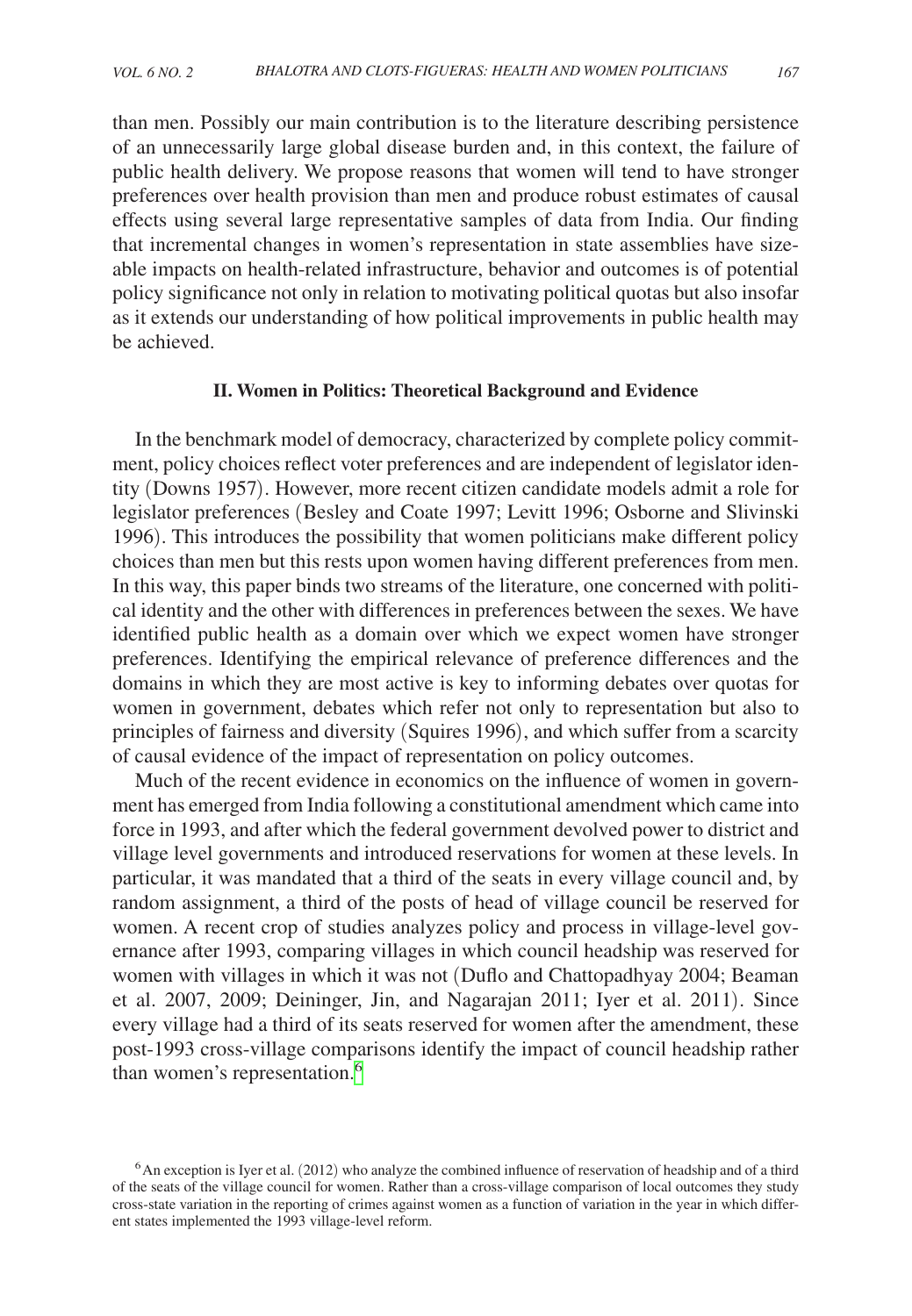than men. Possibly our main contribution is to the literature describing persistence of an unnecessarily large global disease burden and, in this context, the failure of public health delivery. We propose reasons that women will tend to have stronger preferences over health provision than men and produce robust estimates of causal effects using several large representative samples of data from India. Our finding that incremental changes in women's representation in state assemblies have sizeable impacts on health-related infrastructure, behavior and outcomes is of potential policy significance not only in relation to motivating political quotas but also insofar as it extends our understanding of how political improvements in public health may be achieved.

## II. Women in Politics: Theoretical Background and Evidence

In the benchmark model of democracy, characterized by complete policy commitment, policy choices reflect voter preferences and are independent of legislator identity (Downs 1957). However, more recent citizen candidate models admit a role for legislator preferences (Besley and Coate 1997; Levitt 1996; Osborne and Slivinski 1996). This introduces the possibility that women politicians make different policy choices than men but this rests upon women having different preferences from men. In this way, this paper binds two streams of the literature, one concerned with political identity and the other with differences in preferences between the sexes. We have identified public health as a domain over which we expect women have stronger preferences. Identifying the empirical relevance of preference differences and the domains in which they are most active is key to informing debates over quotas for women in government, debates which refer not only to representation but also to principles of fairness and diversity (Squires 1996), and which suffer from a scarcity of causal evidence of the impact of representation on policy outcomes.

Much of the recent evidence in economics on the influence of women in government has emerged from India following a constitutional amendment which came into force in 1993, and after which the federal government devolved power to district and village level governments and introduced reservations for women at these levels. In particular, it was mandated that a third of the seats in every village council and, by random assignment, a third of the posts of head of village council be reserved for women. A recent crop of studies analyzes policy and process in village-level governance after 1993, comparing villages in which council headship was reserved for women with villages in which it was not (Duflo and Chattopadhyay 2004; Beaman et al. 2007, 2009; Deininger, Jin, and Nagarajan 2011; Iyer et al. 2011). Since every village had a third of its seats reserved for women after the amendment, these post-1993 cross-village comparisons identify the impact of council headship rather than women's representation.[6]

[6] An exception is Iyer et al. (2012) who analyze the combined influence of reservation of headship and of a third of the seats of the village council for women. Rather than a cross-village comparison of local outcomes they study cross-state variation in the reporting of crimes against women as a function of variation in the year in which different states implemented the 1993 village-level reform.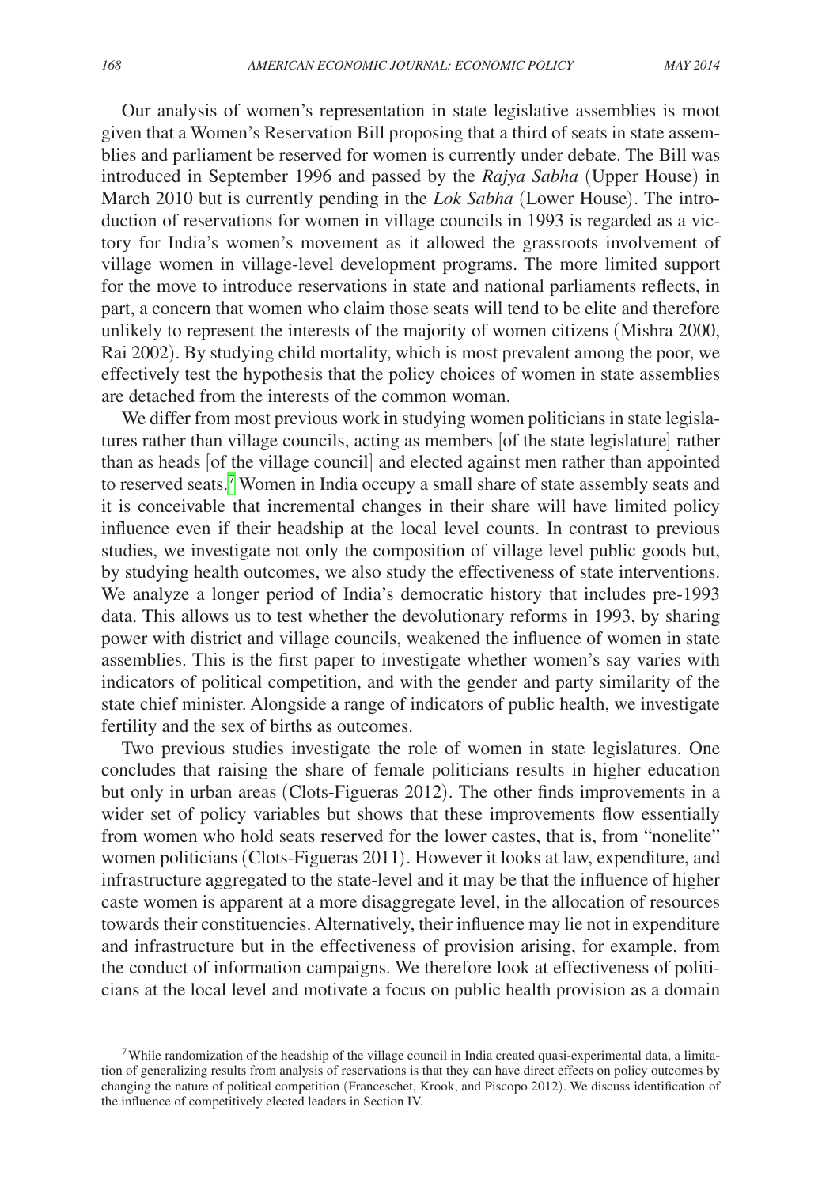Our analysis of women's representation in state legislative assemblies is moot given that a Women's Reservation Bill proposing that a third of seats in state assemblies and parliament be reserved for women is currently under debate. The Bill was introduced in September 1996 and passed by the *Rajya Sabha* (Upper House) in March 2010 but is currently pending in the *Lok Sabha* (Lower House). The introduction of reservations for women in village councils in 1993 is regarded as a victory for India's women's movement as it allowed the grassroots involvement of village women in village-level development programs. The more limited support for the move to introduce reservations in state and national parliaments reflects, in part, a concern that women who claim those seats will tend to be elite and therefore unlikely to represent the interests of the majority of women citizens (Mishra 2000, Rai 2002). By studying child mortality, which is most prevalent among the poor, we effectively test the hypothesis that the policy choices of women in state assemblies are detached from the interests of the common woman.

We differ from most previous work in studying women politicians in state legislatures rather than village councils, acting as members [of the state legislature] rather than as heads [of the village council] and elected against men rather than appointed to reserved seats.[7] Women in India occupy a small share of state assembly seats and it is conceivable that incremental changes in their share will have limited policy influence even if their headship at the local level counts. In contrast to previous studies, we investigate not only the composition of village level public goods but, by studying health outcomes, we also study the effectiveness of state interventions. We analyze a longer period of India's democratic history that includes pre-1993 data. This allows us to test whether the devolutionary reforms in 1993, by sharing power with district and village councils, weakened the influence of women in state assemblies. This is the first paper to investigate whether women's say varies with indicators of political competition, and with the gender and party similarity of the state chief minister. Alongside a range of indicators of public health, we investigate fertility and the sex of births as outcomes.

Two previous studies investigate the role of women in state legislatures. One concludes that raising the share of female politicians results in higher education but only in urban areas (Clots-Figueras 2012). The other finds improvements in a wider set of policy variables but shows that these improvements flow essentially from women who hold seats reserved for the lower castes, that is, from "nonelite" women politicians (Clots-Figueras 2011). However it looks at law, expenditure, and infrastructure aggregated to the state-level and it may be that the influence of higher caste women is apparent at a more disaggregate level, in the allocation of resources towards their constituencies. Alternatively, their influence may lie not in expenditure and infrastructure but in the effectiveness of provision arising, for example, from the conduct of information campaigns. We therefore look at effectiveness of politicians at the local level and motivate a focus on public health provision as a domain

[7] While randomization of the headship of the village council in India created quasi-experimental data, a limitation of generalizing results from analysis of reservations is that they can have direct effects on policy outcomes by changing the nature of political competition (Franceschet, Krook, and Piscopo 2012). We discuss identification of the influence of competitively elected leaders in Section IV.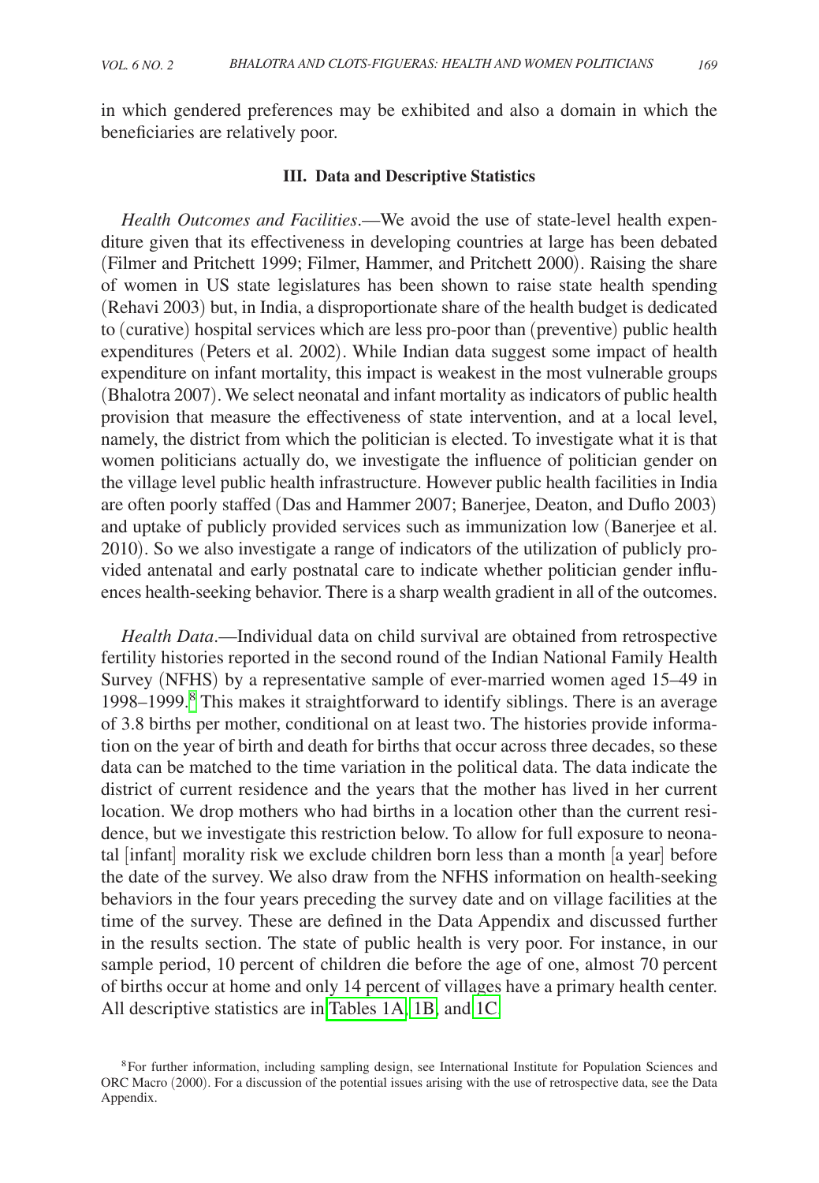in which gendered preferences may be exhibited and also a domain in which the beneficiaries are relatively poor.

### III. Data and Descriptive Statistics

*Health Outcomes and Facilities*.—We avoid the use of state-level health expenditure given that its effectiveness in developing countries at large has been debated (Filmer and Pritchett 1999; Filmer, Hammer, and Pritchett 2000). Raising the share of women in US state legislatures has been shown to raise state health spending (Rehavi 2003) but, in India, a disproportionate share of the health budget is dedicated to (curative) hospital services which are less pro-poor than (preventive) public health expenditures (Peters et al. 2002). While Indian data suggest some impact of health expenditure on infant mortality, this impact is weakest in the most vulnerable groups (Bhalotra 2007). We select neonatal and infant mortality as indicators of public health provision that measure the effectiveness of state intervention, and at a local level, namely, the district from which the politician is elected. To investigate what it is that women politicians actually do, we investigate the influence of politician gender on the village level public health infrastructure. However public health facilities in India are often poorly staffed (Das and Hammer 2007; Banerjee, Deaton, and Duflo 2003) and uptake of publicly provided services such as immunization low (Banerjee et al. 2010). So we also investigate a range of indicators of the utilization of publicly provided antenatal and early postnatal care to indicate whether politician gender influences health-seeking behavior. There is a sharp wealth gradient in all of the outcomes.

*Health Data*.—Individual data on child survival are obtained from retrospective fertility histories reported in the second round of the Indian National Family Health Survey (NFHS) by a representative sample of ever-married women aged 15–49 in 1998–1999.[8] This makes it straightforward to identify siblings. There is an average of 3.8 births per mother, conditional on at least two. The histories provide information on the year of birth and death for births that occur across three decades, so these data can be matched to the time variation in the political data. The data indicate the district of current residence and the years that the mother has lived in her current location. We drop mothers who had births in a location other than the current residence, but we investigate this restriction below. To allow for full exposure to neonatal [infant] morality risk we exclude children born less than a month [a year] before the date of the survey. We also draw from the NFHS information on health-seeking behaviors in the four years preceding the survey date and on village facilities at the time of the survey. These are defined in the Data Appendix and discussed further in the results section. The state of public health is very poor. For instance, in our sample period, 10 percent of children die before the age of one, almost 70 percent of births occur at home and only 14 percent of villages have a primary health center. All descriptive statistics are in Tables 1A, 1B, and 1C.

[8] For further information, including sampling design, see International Institute for Population Sciences and ORC Macro (2000). For a discussion of the potential issues arising with the use of retrospective data, see the Data Appendix.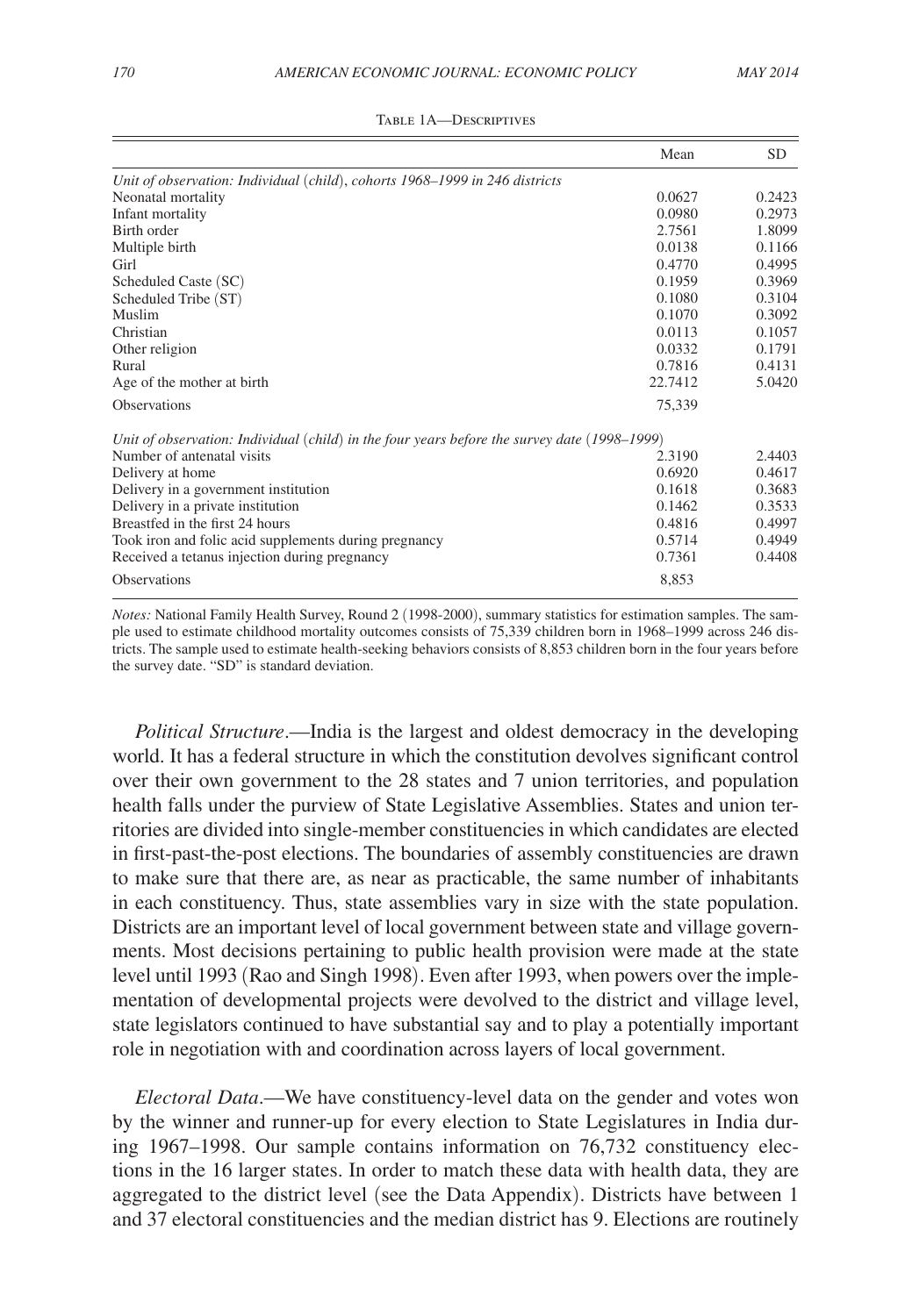Table 1A—Descriptives

| | Mean | SD |
|---|---|---|
| *Unit of observation: Individual (child), cohorts 1968–1999 in 246 districts* | | |
| Neonatal mortality | 0.0627 | 0.2423 |
| Infant mortality | 0.0980 | 0.2973 |
| Birth order | 2.7561 | 1.8099 |
| Multiple birth | 0.0138 | 0.1166 |
| Girl | 0.4770 | 0.4995 |
| Scheduled Caste (SC) | 0.1959 | 0.3969 |
| Scheduled Tribe (ST) | 0.1080 | 0.3104 |
| Muslim | 0.1070 | 0.3092 |
| Christian | 0.0113 | 0.1057 |
| Other religion | 0.0332 | 0.1791 |
| Rural | 0.7816 | 0.4131 |
| Age of the mother at birth | 22.7412 | 5.0420 |
| Observations | 75,339 | |
| *Unit of observation: Individual (child) in the four years before the survey date (1998–1999)* | | |
| Number of antenatal visits | 2.3190 | 2.4403 |
| Delivery at home | 0.6920 | 0.4617 |
| Delivery in a government institution | 0.1618 | 0.3683 |
| Delivery in a private institution | 0.1462 | 0.3533 |
| Breastfed in the first 24 hours | 0.4816 | 0.4997 |
| Took iron and folic acid supplements during pregnancy | 0.5714 | 0.4949 |
| Received a tetanus injection during pregnancy | 0.7361 | 0.4408 |
| Observations | 8,853 | |

*Notes:* National Family Health Survey, Round 2 (1998-2000), summary statistics for estimation samples. The sample used to estimate childhood mortality outcomes consists of 75,339 children born in 1968–1999 across 246 districts. The sample used to estimate health-seeking behaviors consists of 8,853 children born in the four years before the survey date. "SD" is standard deviation.

*Political Structure*.—India is the largest and oldest democracy in the developing world. It has a federal structure in which the constitution devolves significant control over their own government to the 28 states and 7 union territories, and population health falls under the purview of State Legislative Assemblies. States and union territories are divided into single-member constituencies in which candidates are elected in first-past-the-post elections. The boundaries of assembly constituencies are drawn to make sure that there are, as near as practicable, the same number of inhabitants in each constituency. Thus, state assemblies vary in size with the state population. Districts are an important level of local government between state and village governments. Most decisions pertaining to public health provision were made at the state level until 1993 (Rao and Singh 1998). Even after 1993, when powers over the implementation of developmental projects were devolved to the district and village level, state legislators continued to have substantial say and to play a potentially important role in negotiation with and coordination across layers of local government.

*Electoral Data*.—We have constituency-level data on the gender and votes won by the winner and runner-up for every election to State Legislatures in India during 1967–1998. Our sample contains information on 76,732 constituency elections in the 16 larger states. In order to match these data with health data, they are aggregated to the district level (see the Data Appendix). Districts have between 1 and 37 electoral constituencies and the median district has 9. Elections are routinely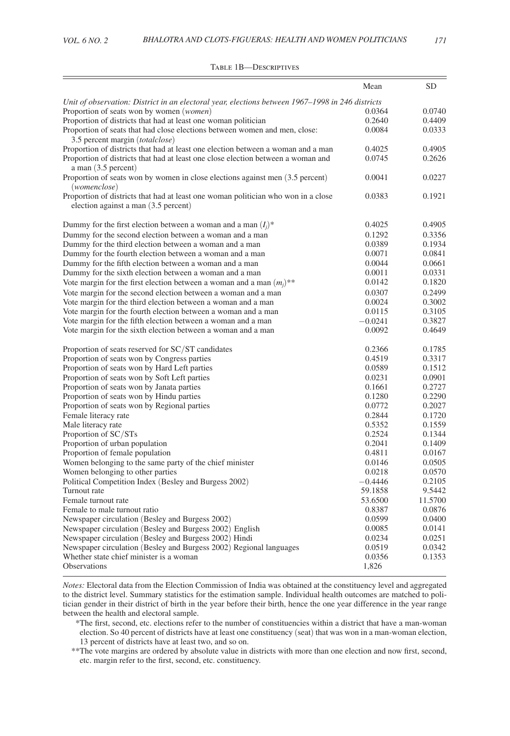Table 1B—Descriptives

| | Mean | SD |
|---|---|---|
| *Unit of observation: District in an electoral year, elections between 1967–1998 in 246 districts* | | |
| Proportion of seats won by women (*women*) | 0.0364 | 0.0740 |
| Proportion of districts that had at least one woman politician | 0.2640 | 0.4409 |
| Proportion of seats that had close elections between women and men, close: 3.5 percent margin (*totalclose*) | 0.0084 | 0.0333 |
| Proportion of districts that had at least one election between a woman and a man | 0.4025 | 0.4905 |
| Proportion of districts that had at least one close election between a woman and a man (3.5 percent) | 0.0745 | 0.2626 |
| Proportion of seats won by women in close elections against men (3.5 percent) (*womenclose*) | 0.0041 | 0.0227 |
| Proportion of districts that had at least one woman politician who won in a close election against a man (3.5 percent) | 0.0383 | 0.1921 |
| Dummy for the first election between a woman and a man ($I_j$)* | 0.4025 | 0.4905 |
| Dummy for the second election between a woman and a man | 0.1292 | 0.3356 |
| Dummy for the third election between a woman and a man | 0.0389 | 0.1934 |
| Dummy for the fourth election between a woman and a man | 0.0071 | 0.0841 |
| Dummy for the fifth election between a woman and a man | 0.0044 | 0.0661 |
| Dummy for the sixth election between a woman and a man | 0.0011 | 0.0331 |
| Vote margin for the first election between a woman and a man ($m_j$)** | 0.0142 | 0.1820 |
| Vote margin for the second election between a woman and a man | 0.0307 | 0.2499 |
| Vote margin for the third election between a woman and a man | 0.0024 | 0.3002 |
| Vote margin for the fourth election between a woman and a man | 0.0115 | 0.3105 |
| Vote margin for the fifth election between a woman and a man | −0.0241 | 0.3827 |
| Vote margin for the sixth election between a woman and a man | 0.0092 | 0.4649 |
| Proportion of seats reserved for SC/ST candidates | 0.2366 | 0.1785 |
| Proportion of seats won by Congress parties | 0.4519 | 0.3317 |
| Proportion of seats won by Hard Left parties | 0.0589 | 0.1512 |
| Proportion of seats won by Soft Left parties | 0.0231 | 0.0901 |
| Proportion of seats won by Janata parties | 0.1661 | 0.2727 |
| Proportion of seats won by Hindu parties | 0.1280 | 0.2290 |
| Proportion of seats won by Regional parties | 0.0772 | 0.2027 |
| Female literacy rate | 0.2844 | 0.1720 |
| Male literacy rate | 0.5352 | 0.1559 |
| Proportion of SC/STs | 0.2524 | 0.1344 |
| Proportion of urban population | 0.2041 | 0.1409 |
| Proportion of female population | 0.4811 | 0.0167 |
| Women belonging to the same party of the chief minister | 0.0146 | 0.0505 |
| Women belonging to other parties | 0.0218 | 0.0570 |
| Political Competition Index (Besley and Burgess 2002) | −0.4446 | 0.2105 |
| Turnout rate | 59.1858 | 9.5442 |
| Female turnout rate | 53.6500 | 11.5700 |
| Female to male turnout ratio | 0.8387 | 0.0876 |
| Newspaper circulation (Besley and Burgess 2002) | 0.0599 | 0.0400 |
| Newspaper circulation (Besley and Burgess 2002) English | 0.0085 | 0.0141 |
| Newspaper circulation (Besley and Burgess 2002) Hindi | 0.0234 | 0.0251 |
| Newspaper circulation (Besley and Burgess 2002) Regional languages | 0.0519 | 0.0342 |
| Whether state chief minister is a woman | 0.0356 | 0.1353 |
| Observations | 1,826 | |

*Notes:* Electoral data from the Election Commission of India was obtained at the constituency level and aggregated to the district level. Summary statistics for the estimation sample. Individual health outcomes are matched to politician gender in their district of birth in the year before their birth, hence the one year difference in the year range between the health and electoral sample.

*The first, second, etc. elections refer to the number of constituencies within a district that have a man-woman election. So 40 percent of districts have at least one constituency (seat) that was won in a man-woman election, 13 percent of districts have at least two, and so on.

**The vote margins are ordered by absolute value in districts with more than one election and now first, second, etc. margin refer to the first, second, etc. constituency.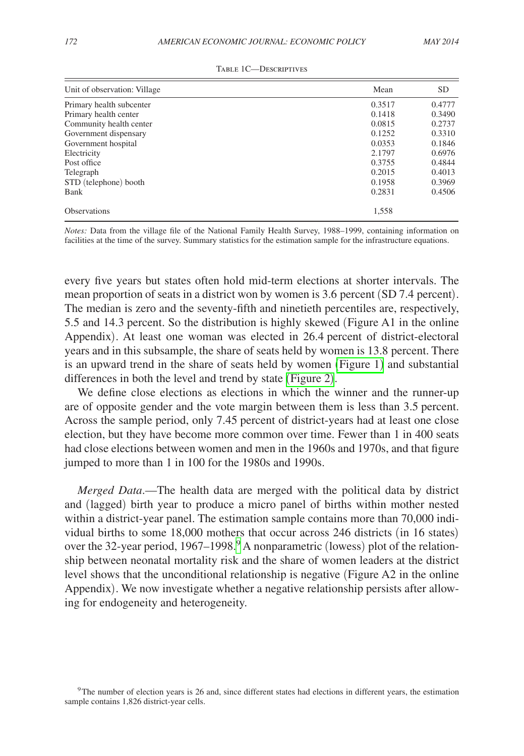Table 1C—Descriptives

| Unit of observation: Village | Mean | SD |
|---|---|---|
| Primary health subcenter | 0.3517 | 0.4777 |
| Primary health center | 0.1418 | 0.3490 |
| Community health center | 0.0815 | 0.2737 |
| Government dispensary | 0.1252 | 0.3310 |
| Government hospital | 0.0353 | 0.1846 |
| Electricity | 2.1797 | 0.6976 |
| Post office | 0.3755 | 0.4844 |
| Telegraph | 0.2015 | 0.4013 |
| STD (telephone) booth | 0.1958 | 0.3969 |
| Bank | 0.2831 | 0.4506 |
| Observations | 1,558 | |

*Notes:* Data from the village file of the National Family Health Survey, 1988–1999, containing information on facilities at the time of the survey. Summary statistics for the estimation sample for the infrastructure equations.

every five years but states often hold mid-term elections at shorter intervals. The mean proportion of seats in a district won by women is 3.6 percent (SD 7.4 percent). The median is zero and the seventy-fifth and ninetieth percentiles are, respectively, 5.5 and 14.3 percent. So the distribution is highly skewed (Figure A1 in the online Appendix). At least one woman was elected in 26.4 percent of district-electoral years and in this subsample, the share of seats held by women is 13.8 percent. There is an upward trend in the share of seats held by women (Figure 1) and substantial differences in both the level and trend by state (Figure 2).

We define close elections as elections in which the winner and the runner-up are of opposite gender and the vote margin between them is less than 3.5 percent. Across the sample period, only 7.45 percent of district-years had at least one close election, but they have become more common over time. Fewer than 1 in 400 seats had close elections between women and men in the 1960s and 1970s, and that figure jumped to more than 1 in 100 for the 1980s and 1990s.

*Merged Data*.—The health data are merged with the political data by district and (lagged) birth year to produce a micro panel of births within mother nested within a district-year panel. The estimation sample contains more than 70,000 individual births to some 18,000 mothers that occur across 246 districts (in 16 states) over the 32-year period, 1967–1998.[9] A nonparametric (lowess) plot of the relationship between neonatal mortality risk and the share of women leaders at the district level shows that the unconditional relationship is negative (Figure A2 in the online Appendix). We now investigate whether a negative relationship persists after allowing for endogeneity and heterogeneity.

[9] The number of election years is 26 and, since different states had elections in different years, the estimation sample contains 1,826 district-year cells.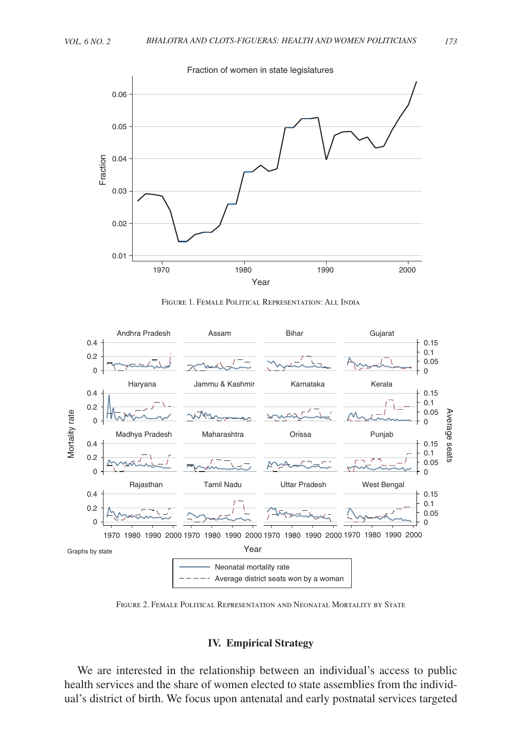Figure 1. Female Political Representation: All India

Figure 2. Female Political Representation and Neonatal Mortality by State

## IV. Empirical Strategy

We are interested in the relationship between an individual's access to public health services and the share of women elected to state assemblies from the individual's district of birth. We focus upon antenatal and early postnatal services targeted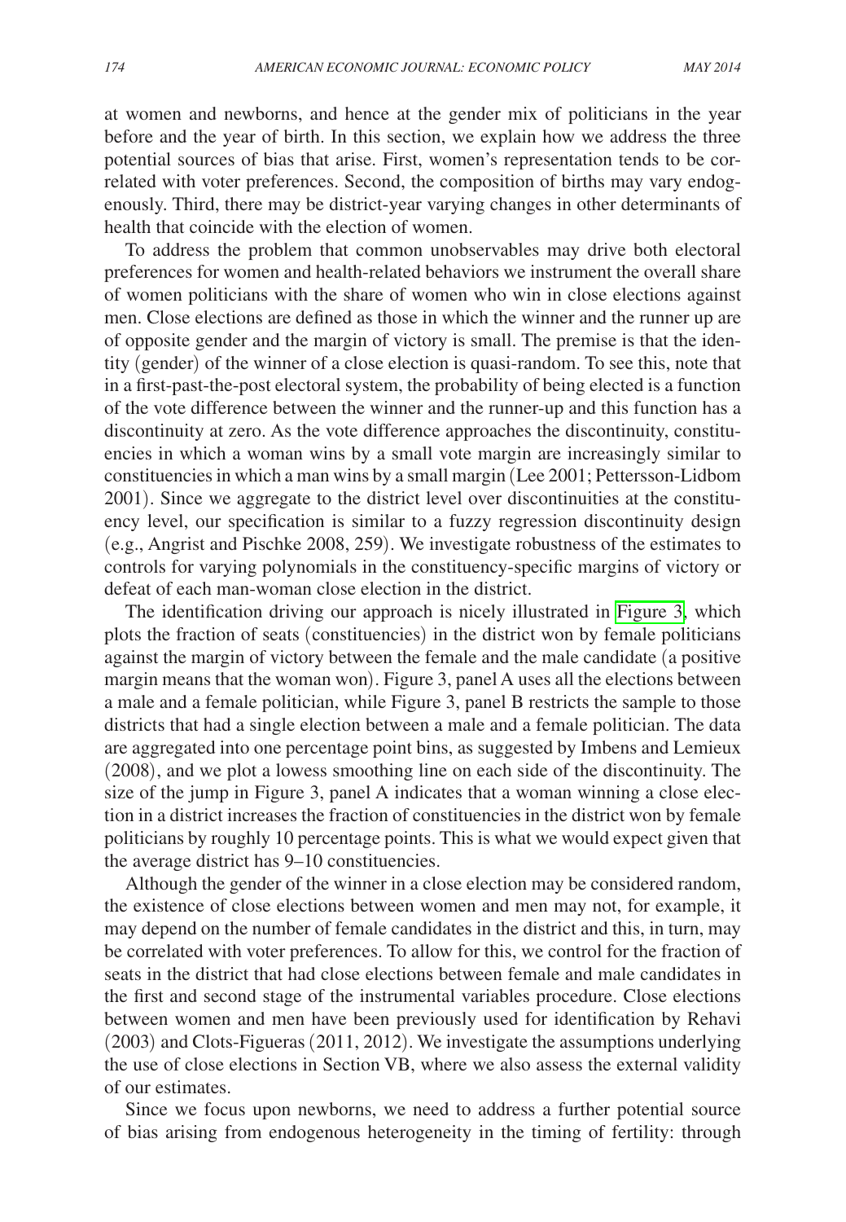at women and newborns, and hence at the gender mix of politicians in the year before and the year of birth. In this section, we explain how we address the three potential sources of bias that arise. First, women's representation tends to be correlated with voter preferences. Second, the composition of births may vary endogenously. Third, there may be district-year varying changes in other determinants of health that coincide with the election of women.

To address the problem that common unobservables may drive both electoral preferences for women and health-related behaviors we instrument the overall share of women politicians with the share of women who win in close elections against men. Close elections are defined as those in which the winner and the runner up are of opposite gender and the margin of victory is small. The premise is that the identity (gender) of the winner of a close election is quasi-random. To see this, note that in a first-past-the-post electoral system, the probability of being elected is a function of the vote difference between the winner and the runner-up and this function has a discontinuity at zero. As the vote difference approaches the discontinuity, constituencies in which a woman wins by a small vote margin are increasingly similar to constituencies in which a man wins by a small margin (Lee 2001; Pettersson-Lidbom 2001). Since we aggregate to the district level over discontinuities at the constituency level, our specification is similar to a fuzzy regression discontinuity design (e.g., Angrist and Pischke 2008, 259). We investigate robustness of the estimates to controls for varying polynomials in the constituency-specific margins of victory or defeat of each man-woman close election in the district.

The identification driving our approach is nicely illustrated in Figure 3, which plots the fraction of seats (constituencies) in the district won by female politicians against the margin of victory between the female and the male candidate (a positive margin means that the woman won). Figure 3, panel A uses all the elections between a male and a female politician, while Figure 3, panel B restricts the sample to those districts that had a single election between a male and a female politician. The data are aggregated into one percentage point bins, as suggested by Imbens and Lemieux (2008), and we plot a lowess smoothing line on each side of the discontinuity. The size of the jump in Figure 3, panel A indicates that a woman winning a close election in a district increases the fraction of constituencies in the district won by female politicians by roughly 10 percentage points. This is what we would expect given that the average district has 9–10 constituencies.

Although the gender of the winner in a close election may be considered random, the existence of close elections between women and men may not, for example, it may depend on the number of female candidates in the district and this, in turn, may be correlated with voter preferences. To allow for this, we control for the fraction of seats in the district that had close elections between female and male candidates in the first and second stage of the instrumental variables procedure. Close elections between women and men have been previously used for identification by Rehavi (2003) and Clots-Figueras (2011, 2012). We investigate the assumptions underlying the use of close elections in Section VB, where we also assess the external validity of our estimates.

Since we focus upon newborns, we need to address a further potential source of bias arising from endogenous heterogeneity in the timing of fertility: through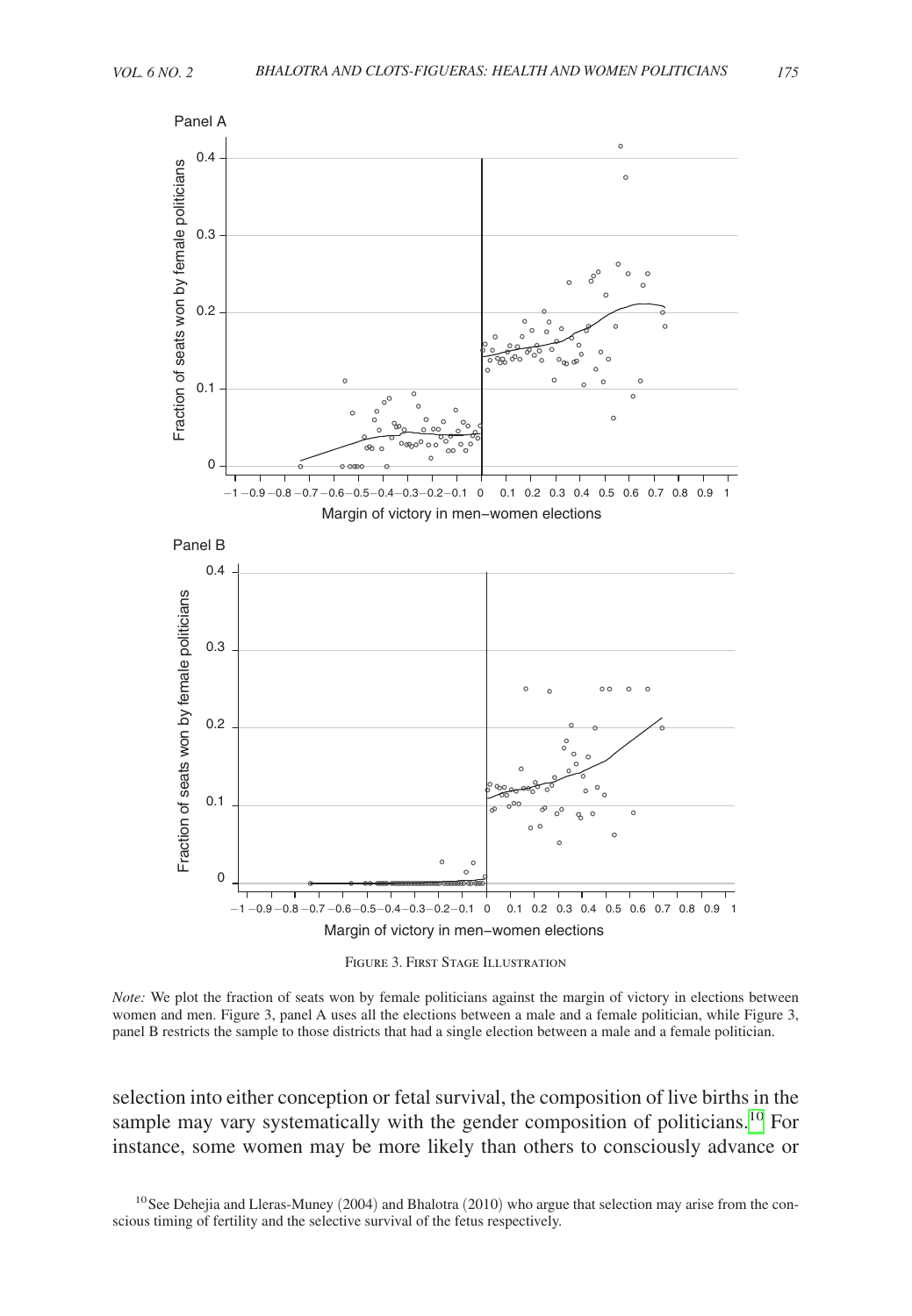Figure 3. First Stage Illustration

*Note:* We plot the fraction of seats won by female politicians against the margin of victory in elections between women and men. Figure 3, panel A uses all the elections between a male and a female politician, while Figure 3, panel B restricts the sample to those districts that had a single election between a male and a female politician.

selection into either conception or fetal survival, the composition of live births in the sample may vary systematically with the gender composition of politicians.[10] For instance, some women may be more likely than others to consciously advance or

[10] See Dehejia and Lleras-Muney (2004) and Bhalotra (2010) who argue that selection may arise from the conscious timing of fertility and the selective survival of the fetus respectively.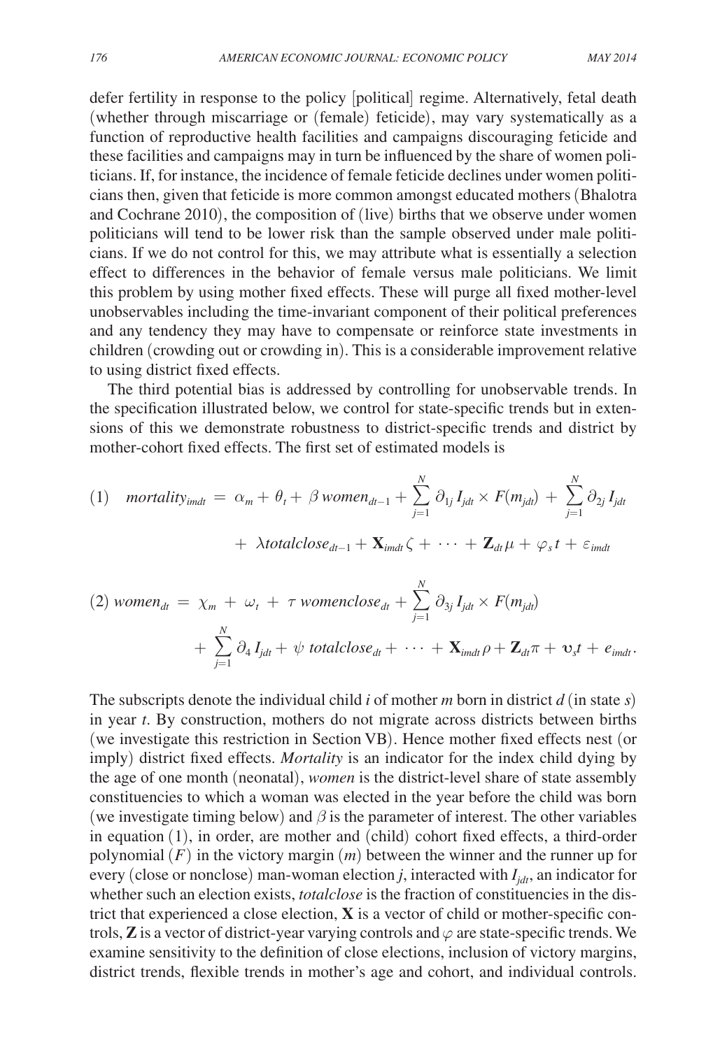defer fertility in response to the policy [political] regime. Alternatively, fetal death (whether through miscarriage or (female) feticide), may vary systematically as a function of reproductive health facilities and campaigns discouraging feticide and these facilities and campaigns may in turn be influenced by the share of women politicians. If, for instance, the incidence of female feticide declines under women politicians then, given that feticide is more common amongst educated mothers (Bhalotra and Cochrane 2010), the composition of (live) births that we observe under women politicians will tend to be lower risk than the sample observed under male politicians. If we do not control for this, we may attribute what is essentially a selection effect to differences in the behavior of female versus male politicians. We limit this problem by using mother fixed effects. These will purge all fixed mother-level unobservables including the time-invariant component of their political preferences and any tendency they may have to compensate or reinforce state investments in children (crowding out or crowding in). This is a considerable improvement relative to using district fixed effects.

The third potential bias is addressed by controlling for unobservable trends. In the specification illustrated below, we control for state-specific trends but in extensions of this we demonstrate robustness to district-specific trends and district by mother-cohort fixed effects. The first set of estimated models is

$$(1)\quad mortality_{imdt} = \alpha_m + \theta_t + \beta\, women_{dt-1} + \sum_{j=1}^{N} \partial_{1j} I_{jdt} \times F(m_{jdt}) + \sum_{j=1}^{N} \partial_{2j} I_{jdt} + \lambda totalclose_{dt-1} + \mathbf{X}_{imdt}\zeta + \cdots + \mathbf{Z}_{dt}\mu + \varphi_s t + \varepsilon_{imdt}$$

$$(2)\quad women_{dt} = \chi_m + \omega_t + \tau\, womenclose_{dt} + \sum_{j=1}^{N} \partial_{3j} I_{jdt} \times F(m_{jdt}) + \sum_{j=1}^{N} \partial_{4} I_{jdt} + \psi\ totalclose_{dt} + \cdots + \mathbf{X}_{imdt}\rho + \mathbf{Z}_{dt}\pi + \upsilon_s t + e_{imdt}.$$

The subscripts denote the individual child $i$ of mother $m$ born in district $d$ (in state $s$) in year $t$. By construction, mothers do not migrate across districts between births (we investigate this restriction in Section VB). Hence mother fixed effects nest (or imply) district fixed effects. *Mortality* is an indicator for the index child dying by the age of one month (neonatal), *women* is the district-level share of state assembly constituencies to which a woman was elected in the year before the child was born (we investigate timing below) and $\beta$ is the parameter of interest. The other variables in equation (1), in order, are mother and (child) cohort fixed effects, a third-order polynomial ($F$) in the victory margin ($m$) between the winner and the runner up for every (close or nonclose) man-woman election $j$, interacted with $I_{jdt}$, an indicator for whether such an election exists, *totalclose* is the fraction of constituencies in the district that experienced a close election, $\mathbf{X}$ is a vector of child or mother-specific controls, $\mathbf{Z}$ is a vector of district-year varying controls and $\varphi$ are state-specific trends. We examine sensitivity to the definition of close elections, inclusion of victory margins, district trends, flexible trends in mother's age and cohort, and individual controls.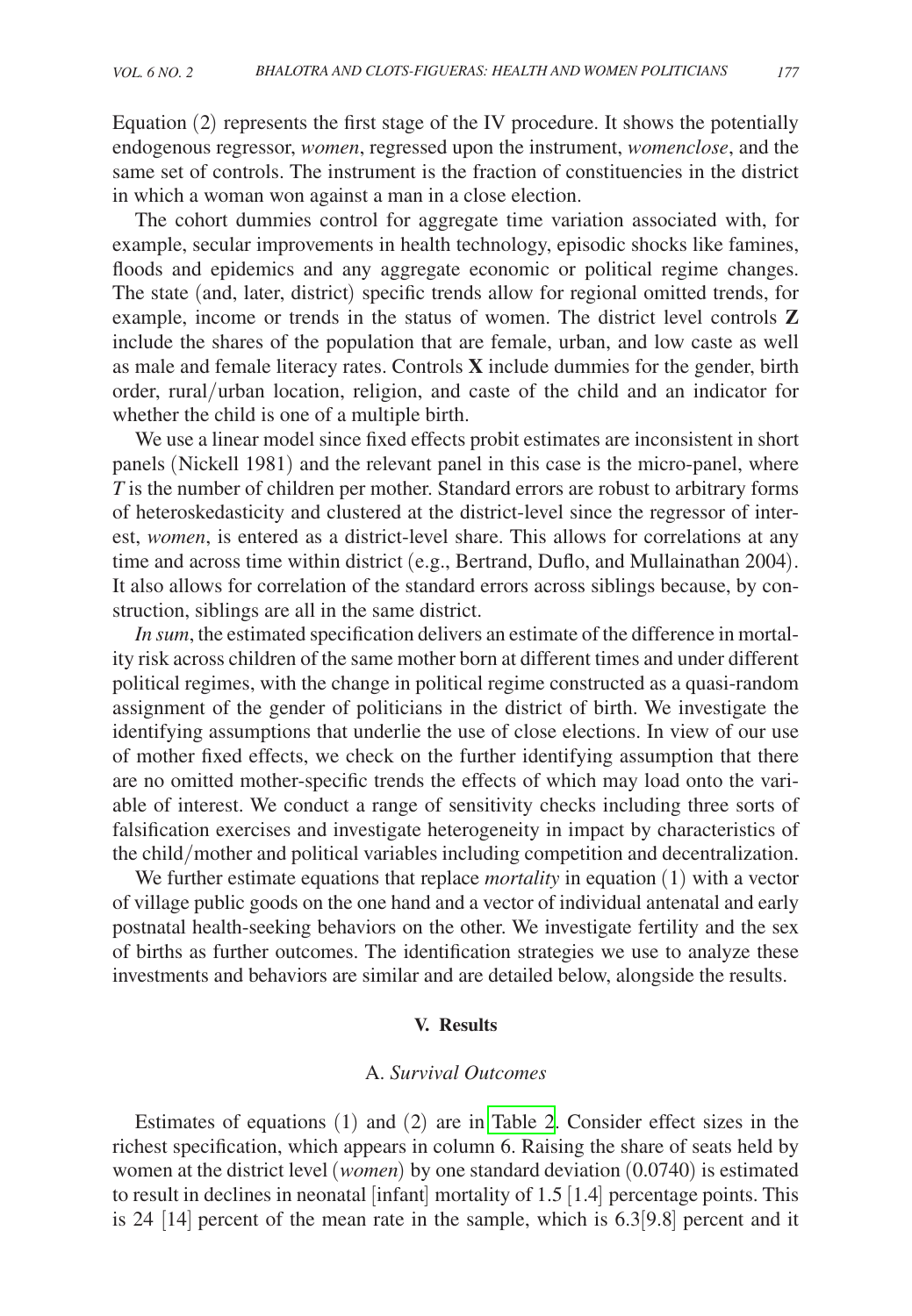Equation (2) represents the first stage of the IV procedure. It shows the potentially endogenous regressor, *women*, regressed upon the instrument, *womenclose*, and the same set of controls. The instrument is the fraction of constituencies in the district in which a woman won against a man in a close election.

The cohort dummies control for aggregate time variation associated with, for example, secular improvements in health technology, episodic shocks like famines, floods and epidemics and any aggregate economic or political regime changes. The state (and, later, district) specific trends allow for regional omitted trends, for example, income or trends in the status of women. The district level controls **Z** include the shares of the population that are female, urban, and low caste as well as male and female literacy rates. Controls **X** include dummies for the gender, birth order, rural/urban location, religion, and caste of the child and an indicator for whether the child is one of a multiple birth.

We use a linear model since fixed effects probit estimates are inconsistent in short panels (Nickell 1981) and the relevant panel in this case is the micro-panel, where $T$ is the number of children per mother. Standard errors are robust to arbitrary forms of heteroskedasticity and clustered at the district-level since the regressor of interest, *women*, is entered as a district-level share. This allows for correlations at any time and across time within district (e.g., Bertrand, Duflo, and Mullainathan 2004). It also allows for correlation of the standard errors across siblings because, by construction, siblings are all in the same district.

*In sum*, the estimated specification delivers an estimate of the difference in mortality risk across children of the same mother born at different times and under different political regimes, with the change in political regime constructed as a quasi-random assignment of the gender of politicians in the district of birth. We investigate the identifying assumptions that underlie the use of close elections. In view of our use of mother fixed effects, we check on the further identifying assumption that there are no omitted mother-specific trends the effects of which may load onto the variable of interest. We conduct a range of sensitivity checks including three sorts of falsification exercises and investigate heterogeneity in impact by characteristics of the child/mother and political variables including competition and decentralization.

We further estimate equations that replace *mortality* in equation (1) with a vector of village public goods on the one hand and a vector of individual antenatal and early postnatal health-seeking behaviors on the other. We investigate fertility and the sex of births as further outcomes. The identification strategies we use to analyze these investments and behaviors are similar and are detailed below, alongside the results.

## V. Results

### A. *Survival Outcomes*

Estimates of equations (1) and (2) are in Table 2. Consider effect sizes in the richest specification, which appears in column 6. Raising the share of seats held by women at the district level (*women*) by one standard deviation (0.0740) is estimated to result in declines in neonatal [infant] mortality of 1.5 [1.4] percentage points. This is 24 [14] percent of the mean rate in the sample, which is 6.3[9.8] percent and it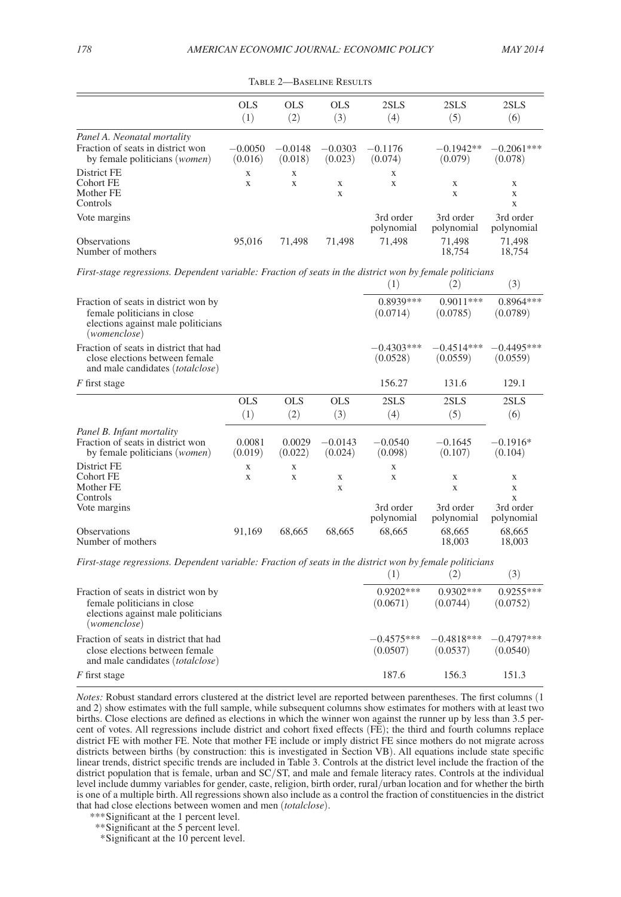Table 2—Baseline Results

| | OLS (1) | OLS (2) | OLS (3) | 2SLS (4) | 2SLS (5) | 2SLS (6) |
|---|---|---|---|---|---|---|
| *Panel A. Neonatal mortality* | | | | | | |
| Fraction of seats in district won by female politicians (*women*) | −0.0050 (0.016) | −0.0148 (0.018) | −0.0303 (0.023) | −0.1176 (0.074) | −0.1942** (0.079) | −0.2061*** (0.078) |
| District FE | x | x | | x | | |
| Cohort FE | x | x | x | x | x | x |
| Mother FE | | | x | | x | x |
| Controls | | | | | | x |
| Vote margins | | | | 3rd order polynomial | 3rd order polynomial | 3rd order polynomial |
| Observations | 95,016 | 71,498 | 71,498 | 71,498 | 71,498 | 71,498 |
| Number of mothers | | | | | 18,754 | 18,754 |

*First-stage regressions. Dependent variable: Fraction of seats in the district won by female politicians*

| | (1) | (2) | (3) |
|---|---|---|---|
| Fraction of seats in district won by female politicians in close elections against male politicians (*womenclose*) | 0.8939*** (0.0714) | 0.9011*** (0.0785) | 0.8964*** (0.0789) |
| Fraction of seats in district that had close elections between female and male candidates (*totalclose*) | −0.4303*** (0.0528) | −0.4514*** (0.0559) | −0.4495*** (0.0559) |
| *F* first stage | 156.27 | 131.6 | 129.1 |

| | OLS (1) | OLS (2) | OLS (3) | 2SLS (4) | 2SLS (5) | 2SLS (6) |
|---|---|---|---|---|---|---|
| *Panel B. Infant mortality* | | | | | | |
| Fraction of seats in district won by female politicians (*women*) | 0.0081 (0.019) | 0.0029 (0.022) | −0.0143 (0.024) | −0.0540 (0.098) | −0.1645 (0.107) | −0.1916* (0.104) |
| District FE | x | x | | x | | |
| Cohort FE | x | x | x | x | x | x |
| Mother FE | | | x | | x | x |
| Controls | | | | | | x |
| Vote margins | | | | 3rd order polynomial | 3rd order polynomial | 3rd order polynomial |
| Observations | 91,169 | 68,665 | 68,665 | 68,665 | 68,665 | 68,665 |
| Number of mothers | | | | | 18,003 | 18,003 |

*First-stage regressions. Dependent variable: Fraction of seats in the district won by female politicians*

| | (1) | (2) | (3) |
|---|---|---|---|
| Fraction of seats in district won by female politicians in close elections against male politicians (*womenclose*) | 0.9202*** (0.0671) | 0.9302*** (0.0744) | 0.9255*** (0.0752) |
| Fraction of seats in district that had close elections between female and male candidates (*totalclose*) | −0.4575*** (0.0507) | −0.4818*** (0.0537) | −0.4797*** (0.0540) |
| *F* first stage | 187.6 | 156.3 | 151.3 |

*Notes:* Robust standard errors clustered at the district level are reported between parentheses. The first columns (1 and 2) show estimates with the full sample, while subsequent columns show estimates for mothers with at least two births. Close elections are defined as elections in which the winner won against the runner up by less than 3.5 percent of votes. All regressions include district and cohort fixed effects (FE); the third and fourth columns replace district FE with mother FE. Note that mother FE include or imply district FE since mothers do not migrate across districts between births (by construction: this is investigated in Section VB). All equations include state specific linear trends, district specific trends are included in Table 3. Controls at the district level include the fraction of the district population that is female, urban and SC/ST, and male and female literacy rates. Controls at the individual level include dummy variables for gender, caste, religion, birth order, rural/urban location and for whether the birth is one of a multiple birth. All regressions shown also include as a control the fraction of constituencies in the district that had close elections between women and men (*totalclose*).

***Significant at the 1 percent level.

**Significant at the 5 percent level.

*Significant at the 10 percent level.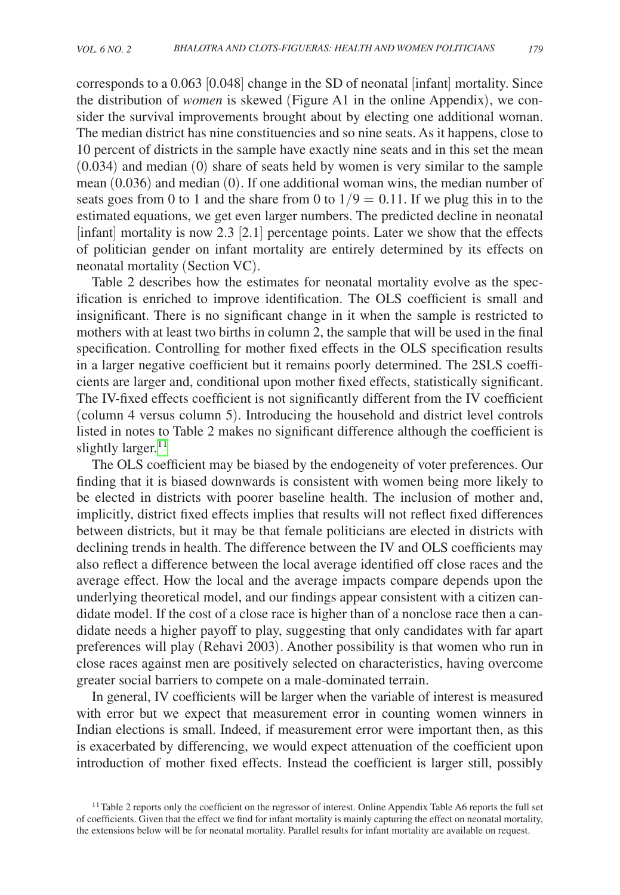corresponds to a 0.063 [0.048] change in the SD of neonatal [infant] mortality. Since the distribution of *women* is skewed (Figure A1 in the online Appendix), we consider the survival improvements brought about by electing one additional woman. The median district has nine constituencies and so nine seats. As it happens, close to 10 percent of districts in the sample have exactly nine seats and in this set the mean (0.034) and median (0) share of seats held by women is very similar to the sample mean (0.036) and median (0). If one additional woman wins, the median number of seats goes from 0 to 1 and the share from 0 to $1/9 = 0.11$. If we plug this in to the estimated equations, we get even larger numbers. The predicted decline in neonatal [infant] mortality is now 2.3 [2.1] percentage points. Later we show that the effects of politician gender on infant mortality are entirely determined by its effects on neonatal mortality (Section VC).

Table 2 describes how the estimates for neonatal mortality evolve as the specification is enriched to improve identification. The OLS coefficient is small and insignificant. There is no significant change in it when the sample is restricted to mothers with at least two births in column 2, the sample that will be used in the final specification. Controlling for mother fixed effects in the OLS specification results in a larger negative coefficient but it remains poorly determined. The 2SLS coefficients are larger and, conditional upon mother fixed effects, statistically significant. The IV-fixed effects coefficient is not significantly different from the IV coefficient (column 4 versus column 5). Introducing the household and district level controls listed in notes to Table 2 makes no significant difference although the coefficient is slightly larger.[11]

The OLS coefficient may be biased by the endogeneity of voter preferences. Our finding that it is biased downwards is consistent with women being more likely to be elected in districts with poorer baseline health. The inclusion of mother and, implicitly, district fixed effects implies that results will not reflect fixed differences between districts, but it may be that female politicians are elected in districts with declining trends in health. The difference between the IV and OLS coefficients may also reflect a difference between the local average identified off close races and the average effect. How the local and the average impacts compare depends upon the underlying theoretical model, and our findings appear consistent with a citizen candidate model. If the cost of a close race is higher than of a nonclose race then a candidate needs a higher payoff to play, suggesting that only candidates with far apart preferences will play (Rehavi 2003). Another possibility is that women who run in close races against men are positively selected on characteristics, having overcome greater social barriers to compete on a male-dominated terrain.

In general, IV coefficients will be larger when the variable of interest is measured with error but we expect that measurement error in counting women winners in Indian elections is small. Indeed, if measurement error were important then, as this is exacerbated by differencing, we would expect attenuation of the coefficient upon introduction of mother fixed effects. Instead the coefficient is larger still, possibly

[11] Table 2 reports only the coefficient on the regressor of interest. Online Appendix Table A6 reports the full set of coefficients. Given that the effect we find for infant mortality is mainly capturing the effect on neonatal mortality, the extensions below will be for neonatal mortality. Parallel results for infant mortality are available on request.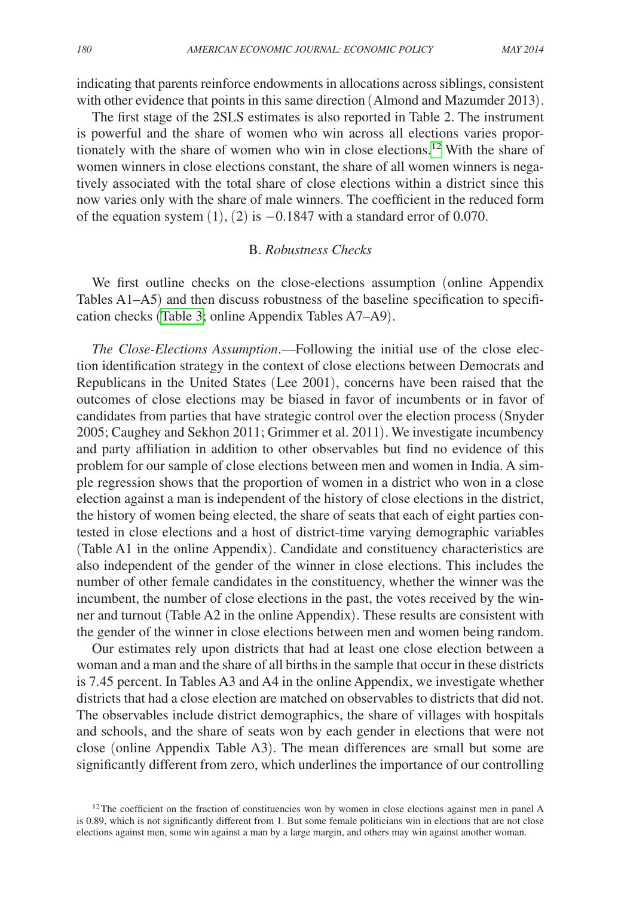indicating that parents reinforce endowments in allocations across siblings, consistent with other evidence that points in this same direction (Almond and Mazumder 2013).

The first stage of the 2SLS estimates is also reported in Table 2. The instrument is powerful and the share of women who win across all elections varies proportionately with the share of women who win in close elections.[12] With the share of women winners in close elections constant, the share of all women winners is negatively associated with the total share of close elections within a district since this now varies only with the share of male winners. The coefficient in the reduced form of the equation system (1), (2) is $-0.1847$ with a standard error of 0.070.

### B. *Robustness Checks*

We first outline checks on the close-elections assumption (online Appendix Tables A1–A5) and then discuss robustness of the baseline specification to specification checks (Table 3; online Appendix Tables A7–A9).

*The Close-Elections Assumption*.—Following the initial use of the close election identification strategy in the context of close elections between Democrats and Republicans in the United States (Lee 2001), concerns have been raised that the outcomes of close elections may be biased in favor of incumbents or in favor of candidates from parties that have strategic control over the election process (Snyder 2005; Caughey and Sekhon 2011; Grimmer et al. 2011). We investigate incumbency and party affiliation in addition to other observables but find no evidence of this problem for our sample of close elections between men and women in India. A simple regression shows that the proportion of women in a district who won in a close election against a man is independent of the history of close elections in the district, the history of women being elected, the share of seats that each of eight parties contested in close elections and a host of district-time varying demographic variables (Table A1 in the online Appendix). Candidate and constituency characteristics are also independent of the gender of the winner in close elections. This includes the number of other female candidates in the constituency, whether the winner was the incumbent, the number of close elections in the past, the votes received by the winner and turnout (Table A2 in the online Appendix). These results are consistent with the gender of the winner in close elections between men and women being random.

Our estimates rely upon districts that had at least one close election between a woman and a man and the share of all births in the sample that occur in these districts is 7.45 percent. In Tables A3 and A4 in the online Appendix, we investigate whether districts that had a close election are matched on observables to districts that did not. The observables include district demographics, the share of villages with hospitals and schools, and the share of seats won by each gender in elections that were not close (online Appendix Table A3). The mean differences are small but some are significantly different from zero, which underlines the importance of our controlling

[12] The coefficient on the fraction of constituencies won by women in close elections against men in panel A is 0.89, which is not significantly different from 1. But some female politicians win in elections that are not close elections against men, some win against a man by a large margin, and others may win against another woman.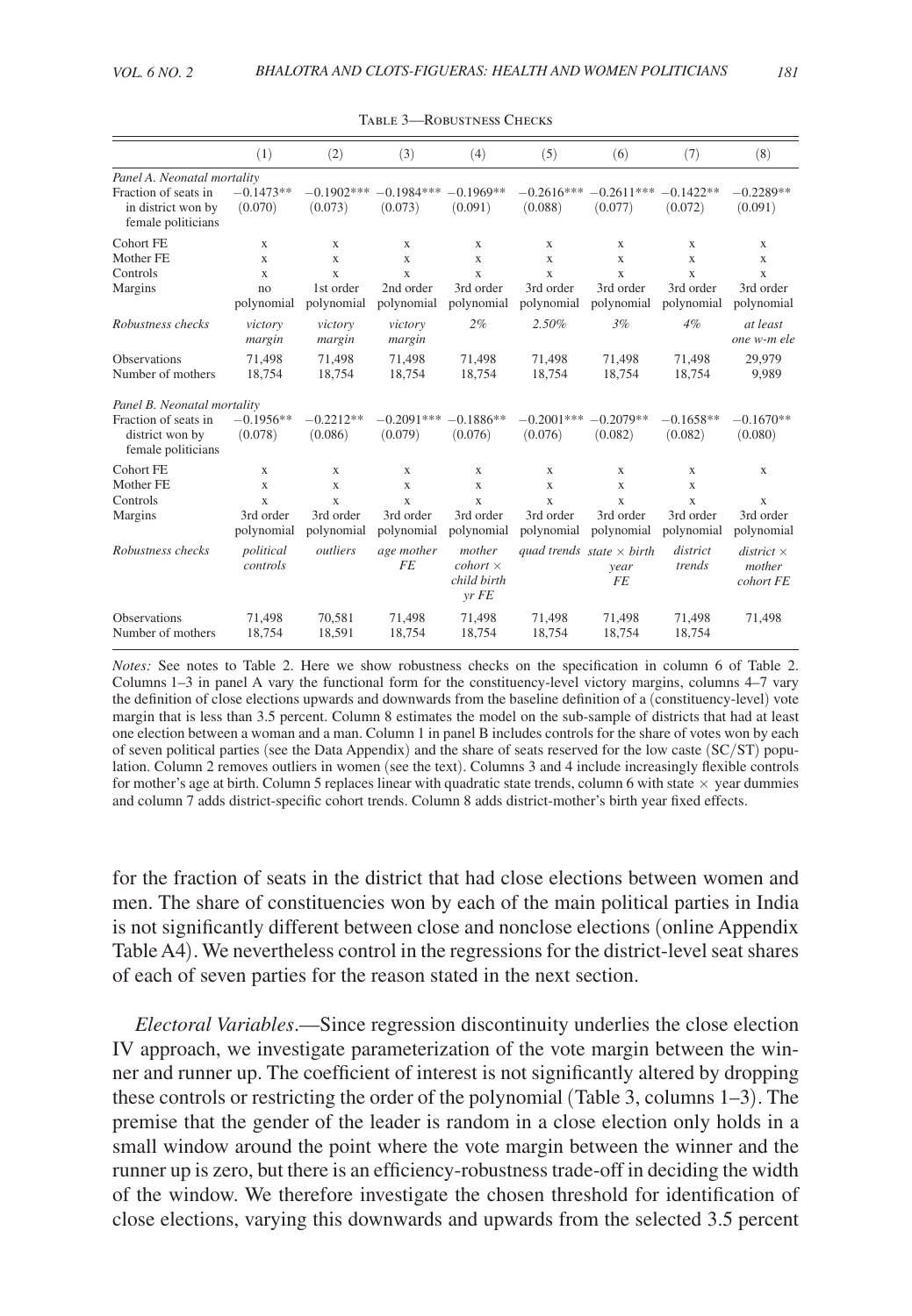Table 3—Robustness Checks

| | (1) | (2) | (3) | (4) | (5) | (6) | (7) | (8) |
|---|---|---|---|---|---|---|---|---|
| *Panel A. Neonatal mortality* | | | | | | | | |
| Fraction of seats in in district won by female politicians | −0.1473** (0.070) | −0.1902*** (0.073) | −0.1984*** (0.073) | −0.1969** (0.091) | −0.2616*** (0.088) | −0.2611*** (0.077) | −0.1422** (0.072) | −0.2289** (0.091) |
| Cohort FE | x | x | x | x | x | x | x | x |
| Mother FE | x | x | x | x | x | x | x | x |
| Controls | x | x | x | x | x | x | x | x |
| Margins | no polynomial | 1st order polynomial | 2nd order polynomial | 3rd order polynomial | 3rd order polynomial | 3rd order polynomial | 3rd order polynomial | 3rd order polynomial |
| *Robustness checks* | *victory margin* | *victory margin* | *victory margin* | *2%* | *2.50%* | *3%* | *4%* | *at least one w-m ele* |
| Observations | 71,498 | 71,498 | 71,498 | 71,498 | 71,498 | 71,498 | 71,498 | 29,979 |
| Number of mothers | 18,754 | 18,754 | 18,754 | 18,754 | 18,754 | 18,754 | 18,754 | 9,989 |
| *Panel B. Neonatal mortality* | | | | | | | | |
| Fraction of seats in district won by female politicians | −0.1956** (0.078) | −0.2212** (0.086) | −0.2091*** (0.079) | −0.1886** (0.076) | −0.2001*** (0.076) | −0.2079** (0.082) | −0.1658** (0.082) | −0.1670** (0.080) |
| Cohort FE | x | x | x | x | x | x | x | x |
| Mother FE | x | x | x | x | x | x | x | |
| Controls | x | x | x | x | x | x | x | x |
| Margins | 3rd order polynomial | 3rd order polynomial | 3rd order polynomial | 3rd order polynomial | 3rd order polynomial | 3rd order polynomial | 3rd order polynomial | 3rd order polynomial |
| *Robustness checks* | *political controls* | *outliers* | *age mother FE* | *mother cohort × child birth yr FE* | *quad trends* | *state × birth year FE* | *district trends* | *district × mother cohort FE* |
| Observations | 71,498 | 70,581 | 71,498 | 71,498 | 71,498 | 71,498 | 71,498 | 71,498 |
| Number of mothers | 18,754 | 18,591 | 18,754 | 18,754 | 18,754 | 18,754 | 18,754 | |

*Notes:* See notes to Table 2. Here we show robustness checks on the specification in column 6 of Table 2. Columns 1–3 in panel A vary the functional form for the constituency-level victory margins, columns 4–7 vary the definition of close elections upwards and downwards from the baseline definition of a (constituency-level) vote margin that is less than 3.5 percent. Column 8 estimates the model on the sub-sample of districts that had at least one election between a woman and a man. Column 1 in panel B includes controls for the share of votes won by each of seven political parties (see the Data Appendix) and the share of seats reserved for the low caste (SC/ST) population. Column 2 removes outliers in women (see the text). Columns 3 and 4 include increasingly flexible controls for mother's age at birth. Column 5 replaces linear with quadratic state trends, column 6 with state × year dummies and column 7 adds district-specific cohort trends. Column 8 adds district-mother's birth year fixed effects.

for the fraction of seats in the district that had close elections between women and men. The share of constituencies won by each of the main political parties in India is not significantly different between close and nonclose elections (online Appendix Table A4). We nevertheless control in the regressions for the district-level seat shares of each of seven parties for the reason stated in the next section.

*Electoral Variables*.—Since regression discontinuity underlies the close election IV approach, we investigate parameterization of the vote margin between the winner and runner up. The coefficient of interest is not significantly altered by dropping these controls or restricting the order of the polynomial (Table 3, columns 1–3). The premise that the gender of the leader is random in a close election only holds in a small window around the point where the vote margin between the winner and the runner up is zero, but there is an efficiency-robustness trade-off in deciding the width of the window. We therefore investigate the chosen threshold for identification of close elections, varying this downwards and upwards from the selected 3.5 percent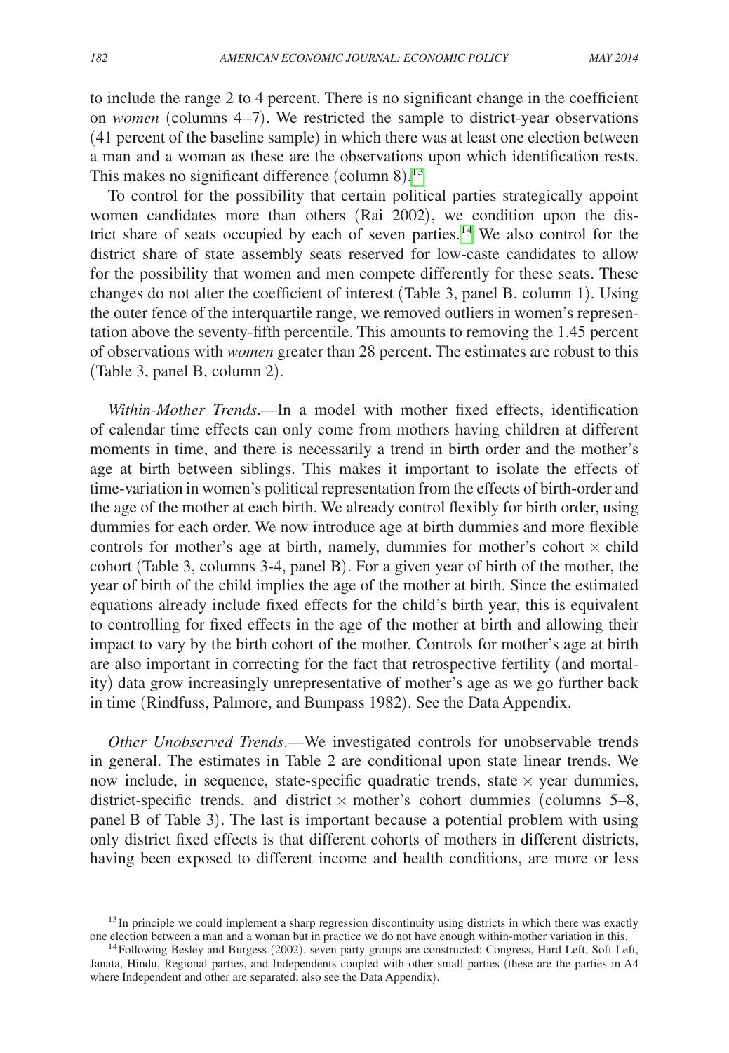to include the range 2 to 4 percent. There is no significant change in the coefficient on *women* (columns 4–7). We restricted the sample to district-year observations (41 percent of the baseline sample) in which there was at least one election between a man and a woman as these are the observations upon which identification rests. This makes no significant difference (column 8).[13]

To control for the possibility that certain political parties strategically appoint women candidates more than others (Rai 2002), we condition upon the district share of seats occupied by each of seven parties.[14] We also control for the district share of state assembly seats reserved for low-caste candidates to allow for the possibility that women and men compete differently for these seats. These changes do not alter the coefficient of interest (Table 3, panel B, column 1). Using the outer fence of the interquartile range, we removed outliers in women's representation above the seventy-fifth percentile. This amounts to removing the 1.45 percent of observations with *women* greater than 28 percent. The estimates are robust to this (Table 3, panel B, column 2).

*Within-Mother Trends*.—In a model with mother fixed effects, identification of calendar time effects can only come from mothers having children at different moments in time, and there is necessarily a trend in birth order and the mother's age at birth between siblings. This makes it important to isolate the effects of time-variation in women's political representation from the effects of birth-order and the age of the mother at each birth. We already control flexibly for birth order, using dummies for each order. We now introduce age at birth dummies and more flexible controls for mother's age at birth, namely, dummies for mother's cohort × child cohort (Table 3, columns 3-4, panel B). For a given year of birth of the mother, the year of birth of the child implies the age of the mother at birth. Since the estimated equations already include fixed effects for the child's birth year, this is equivalent to controlling for fixed effects in the age of the mother at birth and allowing their impact to vary by the birth cohort of the mother. Controls for mother's age at birth are also important in correcting for the fact that retrospective fertility (and mortality) data grow increasingly unrepresentative of mother's age as we go further back in time (Rindfuss, Palmore, and Bumpass 1982). See the Data Appendix.

*Other Unobserved Trends*.—We investigated controls for unobservable trends in general. The estimates in Table 2 are conditional upon state linear trends. We now include, in sequence, state-specific quadratic trends, state × year dummies, district-specific trends, and district × mother's cohort dummies (columns 5–8, panel B of Table 3). The last is important because a potential problem with using only district fixed effects is that different cohorts of mothers in different districts, having been exposed to different income and health conditions, are more or less

[13] In principle we could implement a sharp regression discontinuity using districts in which there was exactly one election between a man and a woman but in practice we do not have enough within-mother variation in this.

[14] Following Besley and Burgess (2002), seven party groups are constructed: Congress, Hard Left, Soft Left, Janata, Hindu, Regional parties, and Independents coupled with other small parties (these are the parties in A4 where Independent and other are separated; also see the Data Appendix).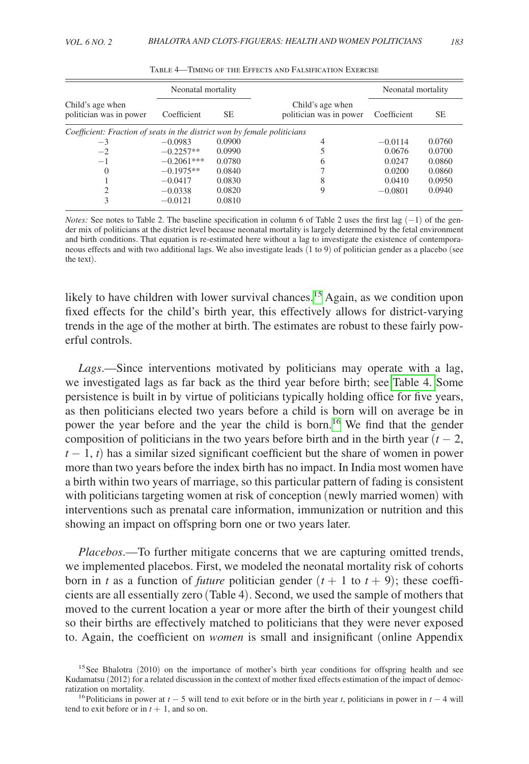Table 4—Timing of the Effects and Falsification Exercise

| Child's age when politician was in power | Neonatal mortality | | Child's age when politician was in power | Neonatal mortality | |
|---|---|---|---|---|---|
| | Coefficient | SE | | Coefficient | SE |
| *Coefficient: Fraction of seats in the district won by female politicians* | | | | | |
| −3 | −0.0983 | 0.0900 | 4 | −0.0114 | 0.0760 |
| −2 | −0.2257** | 0.0990 | 5 | 0.0676 | 0.0700 |
| −1 | −0.2061*** | 0.0780 | 6 | 0.0247 | 0.0860 |
| 0 | −0.1975** | 0.0840 | 7 | 0.0200 | 0.0860 |
| 1 | −0.0417 | 0.0830 | 8 | 0.0410 | 0.0950 |
| 2 | −0.0338 | 0.0820 | 9 | −0.0801 | 0.0940 |
| 3 | −0.0121 | 0.0810 | | | |

*Notes:* See notes to Table 2. The baseline specification in column 6 of Table 2 uses the first lag (−1) of the gender mix of politicians at the district level because neonatal mortality is largely determined by the fetal environment and birth conditions. That equation is re-estimated here without a lag to investigate the existence of contemporaneous effects and with two additional lags. We also investigate leads (1 to 9) of politician gender as a placebo (see the text).

likely to have children with lower survival chances.[15] Again, as we condition upon fixed effects for the child's birth year, this effectively allows for district-varying trends in the age of the mother at birth. The estimates are robust to these fairly powerful controls.

*Lags*.—Since interventions motivated by politicians may operate with a lag, we investigated lags as far back as the third year before birth; see Table 4. Some persistence is built in by virtue of politicians typically holding office for five years, as then politicians elected two years before a child is born will on average be in power the year before and the year the child is born.[16] We find that the gender composition of politicians in the two years before birth and in the birth year ($t-2$, $t-1$, $t$) has a similar sized significant coefficient but the share of women in power more than two years before the index birth has no impact. In India most women have a birth within two years of marriage, so this particular pattern of fading is consistent with politicians targeting women at risk of conception (newly married women) with interventions such as prenatal care information, immunization or nutrition and this showing an impact on offspring born one or two years later.

*Placebos*.—To further mitigate concerns that we are capturing omitted trends, we implemented placebos. First, we modeled the neonatal mortality risk of cohorts born in $t$ as a function of *future* politician gender ($t+1$ to $t+9$); these coefficients are all essentially zero (Table 4). Second, we used the sample of mothers that moved to the current location a year or more after the birth of their youngest child so their births are effectively matched to politicians that they were never exposed to. Again, the coefficient on *women* is small and insignificant (online Appendix

[15] See Bhalotra (2010) on the importance of mother's birth year conditions for offspring health and see Kudamatsu (2012) for a related discussion in the context of mother fixed effects estimation of the impact of democratization on mortality.

[16] Politicians in power at $t-5$ will tend to exit before or in the birth year $t$, politicians in power in $t-4$ will tend to exit before or in $t+1$, and so on.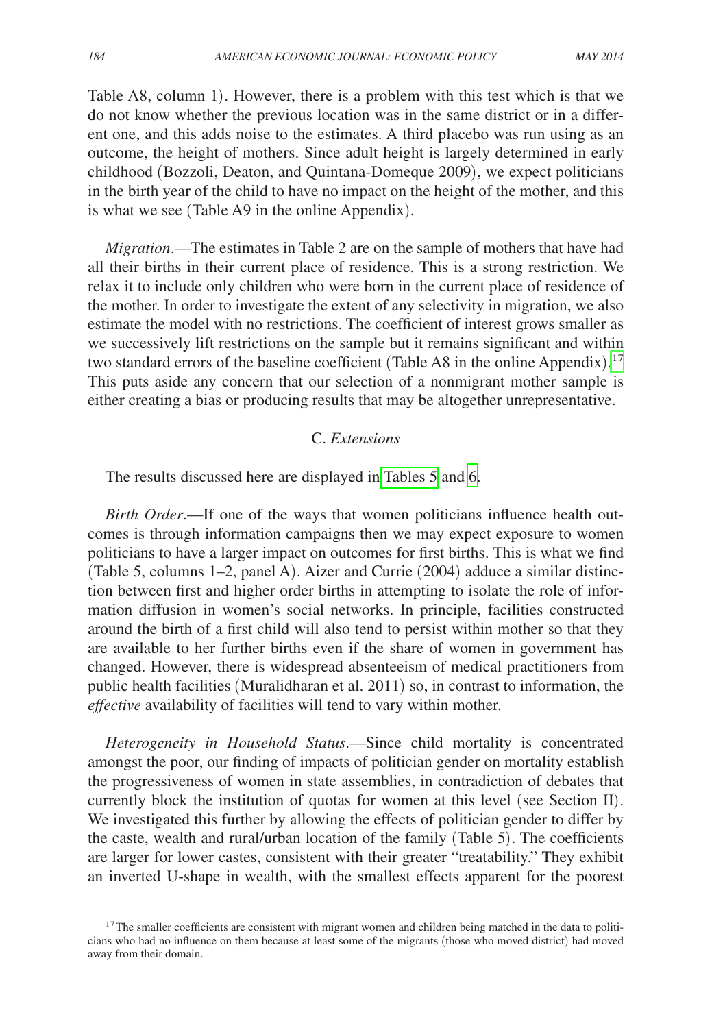Table A8, column 1). However, there is a problem with this test which is that we do not know whether the previous location was in the same district or in a different one, and this adds noise to the estimates. A third placebo was run using as an outcome, the height of mothers. Since adult height is largely determined in early childhood (Bozzoli, Deaton, and Quintana-Domeque 2009), we expect politicians in the birth year of the child to have no impact on the height of the mother, and this is what we see (Table A9 in the online Appendix).

*Migration*.—The estimates in Table 2 are on the sample of mothers that have had all their births in their current place of residence. This is a strong restriction. We relax it to include only children who were born in the current place of residence of the mother. In order to investigate the extent of any selectivity in migration, we also estimate the model with no restrictions. The coefficient of interest grows smaller as we successively lift restrictions on the sample but it remains significant and within two standard errors of the baseline coefficient (Table A8 in the online Appendix).[17] This puts aside any concern that our selection of a nonmigrant mother sample is either creating a bias or producing results that may be altogether unrepresentative.

## C. *Extensions*

The results discussed here are displayed in Tables 5 and 6.

*Birth Order*.—If one of the ways that women politicians influence health outcomes is through information campaigns then we may expect exposure to women politicians to have a larger impact on outcomes for first births. This is what we find (Table 5, columns 1–2, panel A). Aizer and Currie (2004) adduce a similar distinction between first and higher order births in attempting to isolate the role of information diffusion in women's social networks. In principle, facilities constructed around the birth of a first child will also tend to persist within mother so that they are available to her further births even if the share of women in government has changed. However, there is widespread absenteeism of medical practitioners from public health facilities (Muralidharan et al. 2011) so, in contrast to information, the *effective* availability of facilities will tend to vary within mother.

*Heterogeneity in Household Status*.—Since child mortality is concentrated amongst the poor, our finding of impacts of politician gender on mortality establish the progressiveness of women in state assemblies, in contradiction of debates that currently block the institution of quotas for women at this level (see Section II). We investigated this further by allowing the effects of politician gender to differ by the caste, wealth and rural/urban location of the family (Table 5). The coefficients are larger for lower castes, consistent with their greater "treatability." They exhibit an inverted U-shape in wealth, with the smallest effects apparent for the poorest

[17] The smaller coefficients are consistent with migrant women and children being matched in the data to politicians who had no influence on them because at least some of the migrants (those who moved district) had moved away from their domain.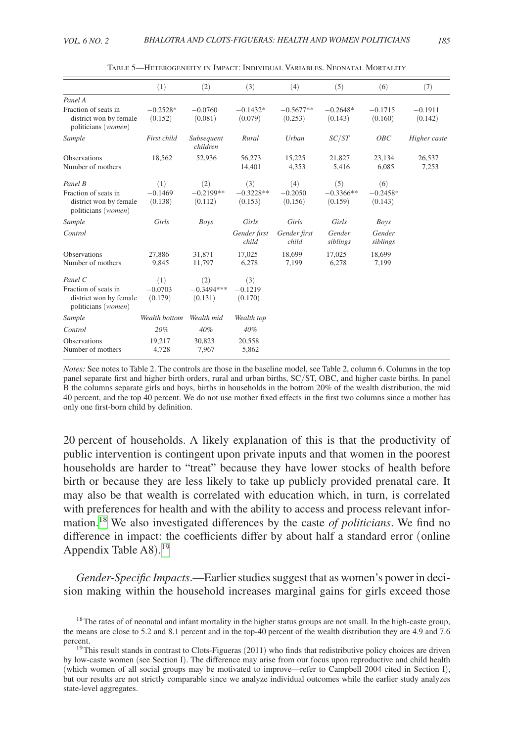Table 5—Heterogeneity in Impact: Individual Variables. Neonatal Mortality

| | (1) | (2) | (3) | (4) | (5) | (6) | (7) |
|---|---|---|---|---|---|---|---|
| *Panel A* | | | | | | | |
| Fraction of seats in district won by female politicians (*women*) | −0.2528* | −0.0760 | −0.1432* | −0.5677** | −0.2648* | −0.1715 | −0.1911 |
| | (0.152) | (0.081) | (0.079) | (0.253) | (0.143) | (0.160) | (0.142) |
| *Sample* | *First child* | *Subsequent children* | *Rural* | *Urban* | *SC/ST* | *OBC* | *Higher caste* |
| Observations | 18,562 | 52,936 | 56,273 | 15,225 | 21,827 | 23,134 | 26,537 |
| Number of mothers | | | 14,401 | 4,353 | 5,416 | 6,085 | 7,253 |
| *Panel B* | (1) | (2) | (3) | (4) | (5) | (6) | |
| Fraction of seats in district won by female politicians (*women*) | −0.1469 | −0.2199** | −0.3228** | −0.2050 | −0.3366** | −0.2458* | |
| | (0.138) | (0.112) | (0.153) | (0.156) | (0.159) | (0.143) | |
| *Sample* | *Girls* | *Boys* | *Girls* | *Girls* | *Girls* | *Boys* | |
| *Control* | | | *Gender first child* | *Gender first child* | *Gender siblings* | *Gender siblings* | |
| Observations | 27,886 | 31,871 | 17,025 | 18,699 | 17,025 | 18,699 | |
| Number of mothers | 9,845 | 11,797 | 6,278 | 7,199 | 6,278 | 7,199 | |
| *Panel C* | (1) | (2) | (3) | | | | |
| Fraction of seats in district won by female politicians (*women*) | −0.0703 | −0.3494*** | −0.1219 | | | | |
| | (0.179) | (0.131) | (0.170) | | | | |
| *Sample* | *Wealth bottom* | *Wealth mid* | *Wealth top* | | | | |
| *Control* | *20%* | *40%* | *40%* | | | | |
| Observations | 19,217 | 30,823 | 20,558 | | | | |
| Number of mothers | 4,728 | 7,967 | 5,862 | | | | |

*Notes:* See notes to Table 2. The controls are those in the baseline model, see Table 2, column 6. Columns in the top panel separate first and higher birth orders, rural and urban births, SC/ST, OBC, and higher caste births. In panel B the columns separate girls and boys, births in households in the bottom 20% of the wealth distribution, the mid 40 percent, and the top 40 percent. We do not use mother fixed effects in the first two columns since a mother has only one first-born child by definition.

20 percent of households. A likely explanation of this is that the productivity of public intervention is contingent upon private inputs and that women in the poorest households are harder to "treat" because they have lower stocks of health before birth or because they are less likely to take up publicly provided prenatal care. It may also be that wealth is correlated with education which, in turn, is correlated with preferences for health and with the ability to access and process relevant information.[18] We also investigated differences by the caste *of politicians*. We find no difference in impact: the coefficients differ by about half a standard error (online Appendix Table A8).[19]

*Gender-Specific Impacts*.—Earlier studies suggest that as women's power in decision making within the household increases marginal gains for girls exceed those

[18] The rates of of neonatal and infant mortality in the higher status groups are not small. In the high-caste group, the means are close to 5.2 and 8.1 percent and in the top-40 percent of the wealth distribution they are 4.9 and 7.6 percent.

[19] This result stands in contrast to Clots-Figueras (2011) who finds that redistributive policy choices are driven by low-caste women (see Section I). The difference may arise from our focus upon reproductive and child health (which women of all social groups may be motivated to improve—refer to Campbell 2004 cited in Section I), but our results are not strictly comparable since we analyze individual outcomes while the earlier study analyzes state-level aggregates.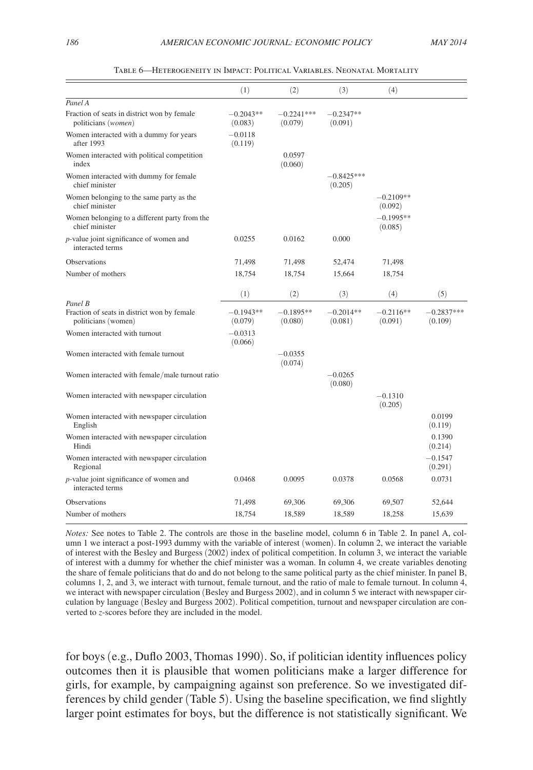Table 6—Heterogeneity in Impact: Political Variables. Neonatal Mortality

| | (1) | (2) | (3) | (4) | |
|---|---|---|---|---|---|
| *Panel A* | | | | | |
| Fraction of seats in district won by female politicians (*women*) | −0.2043** (0.083) | −0.2241*** (0.079) | −0.2347** (0.091) | | |
| Women interacted with a dummy for years after 1993 | −0.0118 (0.119) | | | | |
| Women interacted with political competition index | | 0.0597 (0.060) | | | |
| Women interacted with dummy for female chief minister | | | −0.8425*** (0.205) | | |
| Women belonging to the same party as the chief minister | | | | −0.2109** (0.092) | |
| Women belonging to a different party from the chief minister | | | | −0.1995** (0.085) | |
| $p$-value joint significance of women and interacted terms | 0.0255 | 0.0162 | 0.000 | | |
| Observations | 71,498 | 71,498 | 52,474 | 71,498 | |
| Number of mothers | 18,754 | 18,754 | 15,664 | 18,754 | |
| | (1) | (2) | (3) | (4) | (5) |
| *Panel B* | | | | | |
| Fraction of seats in district won by female politicians (women) | −0.1943** (0.079) | −0.1895** (0.080) | −0.2014** (0.081) | −0.2116** (0.091) | −0.2837*** (0.109) |
| Women interacted with turnout | −0.0313 (0.066) | | | | |
| Women interacted with female turnout | | −0.0355 (0.074) | | | |
| Women interacted with female/male turnout ratio | | | −0.0265 (0.080) | | |
| Women interacted with newspaper circulation | | | | −0.1310 (0.205) | |
| Women interacted with newspaper circulation English | | | | | 0.0199 (0.119) |
| Women interacted with newspaper circulation Hindi | | | | | 0.1390 (0.214) |
| Women interacted with newspaper circulation Regional | | | | | −0.1547 (0.291) |
| $p$-value joint significance of women and interacted terms | 0.0468 | 0.0095 | 0.0378 | 0.0568 | 0.0731 |
| Observations | 71,498 | 69,306 | 69,306 | 69,507 | 52,644 |
| Number of mothers | 18,754 | 18,589 | 18,589 | 18,258 | 15,639 |

*Notes:* See notes to Table 2. The controls are those in the baseline model, column 6 in Table 2. In panel A, column 1 we interact a post-1993 dummy with the variable of interest (women). In column 2, we interact the variable of interest with the Besley and Burgess (2002) index of political competition. In column 3, we interact the variable of interest with a dummy for whether the chief minister was a woman. In column 4, we create variables denoting the share of female politicians that do and do not belong to the same political party as the chief minister. In panel B, columns 1, 2, and 3, we interact with turnout, female turnout, and the ratio of male to female turnout. In column 4, we interact with newspaper circulation (Besley and Burgess 2002), and in column 5 we interact with newspaper circulation by language (Besley and Burgess 2002). Political competition, turnout and newspaper circulation are converted to $z$-scores before they are included in the model.

for boys (e.g., Duflo 2003, Thomas 1990). So, if politician identity influences policy outcomes then it is plausible that women politicians make a larger difference for girls, for example, by campaigning against son preference. So we investigated differences by child gender (Table 5). Using the baseline specification, we find slightly larger point estimates for boys, but the difference is not statistically significant. We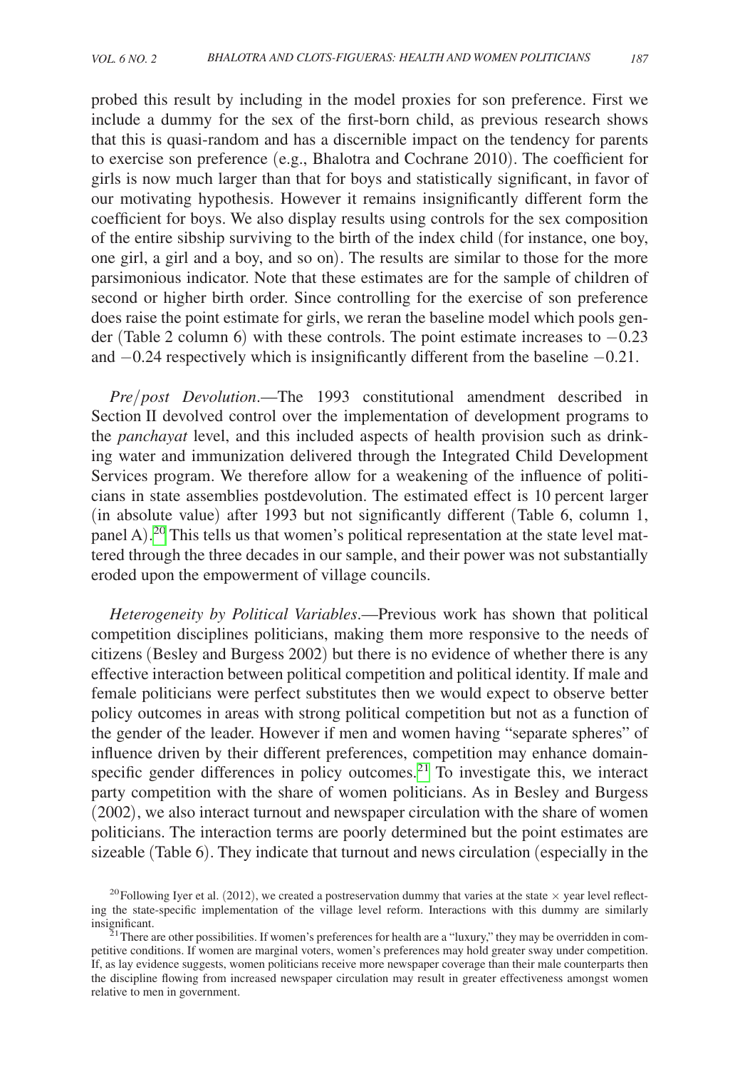probed this result by including in the model proxies for son preference. First we include a dummy for the sex of the first-born child, as previous research shows that this is quasi-random and has a discernible impact on the tendency for parents to exercise son preference (e.g., Bhalotra and Cochrane 2010). The coefficient for girls is now much larger than that for boys and statistically significant, in favor of our motivating hypothesis. However it remains insignificantly different form the coefficient for boys. We also display results using controls for the sex composition of the entire sibship surviving to the birth of the index child (for instance, one boy, one girl, a girl and a boy, and so on). The results are similar to those for the more parsimonious indicator. Note that these estimates are for the sample of children of second or higher birth order. Since controlling for the exercise of son preference does raise the point estimate for girls, we reran the baseline model which pools gender (Table 2 column 6) with these controls. The point estimate increases to −0.23 and −0.24 respectively which is insignificantly different from the baseline −0.21.

*Pre/post Devolution*.—The 1993 constitutional amendment described in Section II devolved control over the implementation of development programs to the *panchayat* level, and this included aspects of health provision such as drinking water and immunization delivered through the Integrated Child Development Services program. We therefore allow for a weakening of the influence of politicians in state assemblies postdevolution. The estimated effect is 10 percent larger (in absolute value) after 1993 but not significantly different (Table 6, column 1, panel A).[20] This tells us that women's political representation at the state level mattered through the three decades in our sample, and their power was not substantially eroded upon the empowerment of village councils.

*Heterogeneity by Political Variables*.—Previous work has shown that political competition disciplines politicians, making them more responsive to the needs of citizens (Besley and Burgess 2002) but there is no evidence of whether there is any effective interaction between political competition and political identity. If male and female politicians were perfect substitutes then we would expect to observe better policy outcomes in areas with strong political competition but not as a function of the gender of the leader. However if men and women having "separate spheres" of influence driven by their different preferences, competition may enhance domain-specific gender differences in policy outcomes.[21] To investigate this, we interact party competition with the share of women politicians. As in Besley and Burgess (2002), we also interact turnout and newspaper circulation with the share of women politicians. The interaction terms are poorly determined but the point estimates are sizeable (Table 6). They indicate that turnout and news circulation (especially in the

[20] Following Iyer et al. (2012), we created a postreservation dummy that varies at the state × year level reflecting the state-specific implementation of the village level reform. Interactions with this dummy are similarly insignificant.

[21] There are other possibilities. If women's preferences for health are a "luxury," they may be overridden in competitive conditions. If women are marginal voters, women's preferences may hold greater sway under competition. If, as lay evidence suggests, women politicians receive more newspaper coverage than their male counterparts then the discipline flowing from increased newspaper circulation may result in greater effectiveness amongst women relative to men in government.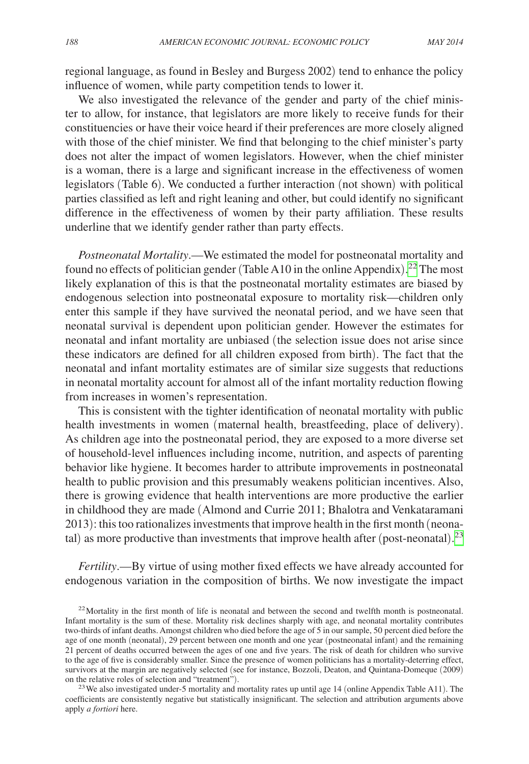regional language, as found in Besley and Burgess 2002) tend to enhance the policy influence of women, while party competition tends to lower it.

We also investigated the relevance of the gender and party of the chief minister to allow, for instance, that legislators are more likely to receive funds for their constituencies or have their voice heard if their preferences are more closely aligned with those of the chief minister. We find that belonging to the chief minister's party does not alter the impact of women legislators. However, when the chief minister is a woman, there is a large and significant increase in the effectiveness of women legislators (Table 6). We conducted a further interaction (not shown) with political parties classified as left and right leaning and other, but could identify no significant difference in the effectiveness of women by their party affiliation. These results underline that we identify gender rather than party effects.

*Postneonatal Mortality*.—We estimated the model for postneonatal mortality and found no effects of politician gender (Table A10 in the online Appendix).[22] The most likely explanation of this is that the postneonatal mortality estimates are biased by endogenous selection into postneonatal exposure to mortality risk—children only enter this sample if they have survived the neonatal period, and we have seen that neonatal survival is dependent upon politician gender. However the estimates for neonatal and infant mortality are unbiased (the selection issue does not arise since these indicators are defined for all children exposed from birth). The fact that the neonatal and infant mortality estimates are of similar size suggests that reductions in neonatal mortality account for almost all of the infant mortality reduction flowing from increases in women's representation.

This is consistent with the tighter identification of neonatal mortality with public health investments in women (maternal health, breastfeeding, place of delivery). As children age into the postneonatal period, they are exposed to a more diverse set of household-level influences including income, nutrition, and aspects of parenting behavior like hygiene. It becomes harder to attribute improvements in postneonatal health to public provision and this presumably weakens politician incentives. Also, there is growing evidence that health interventions are more productive the earlier in childhood they are made (Almond and Currie 2011; Bhalotra and Venkataramani 2013): this too rationalizes investments that improve health in the first month (neonatal) as more productive than investments that improve health after (post-neonatal).[23]

*Fertility*.—By virtue of using mother fixed effects we have already accounted for endogenous variation in the composition of births. We now investigate the impact

[22] Mortality in the first month of life is neonatal and between the second and twelfth month is postneonatal. Infant mortality is the sum of these. Mortality risk declines sharply with age, and neonatal mortality contributes two-thirds of infant deaths. Amongst children who died before the age of 5 in our sample, 50 percent died before the age of one month (neonatal), 29 percent between one month and one year (postneonatal infant) and the remaining 21 percent of deaths occurred between the ages of one and five years. The risk of death for children who survive to the age of five is considerably smaller. Since the presence of women politicians has a mortality-deterring effect, survivors at the margin are negatively selected (see for instance, Bozzoli, Deaton, and Quintana-Domeque (2009) on the relative roles of selection and "treatment").

[23] We also investigated under-5 mortality and mortality rates up until age 14 (online Appendix Table A11). The coefficients are consistently negative but statistically insignificant. The selection and attribution arguments above apply *a fortiori* here.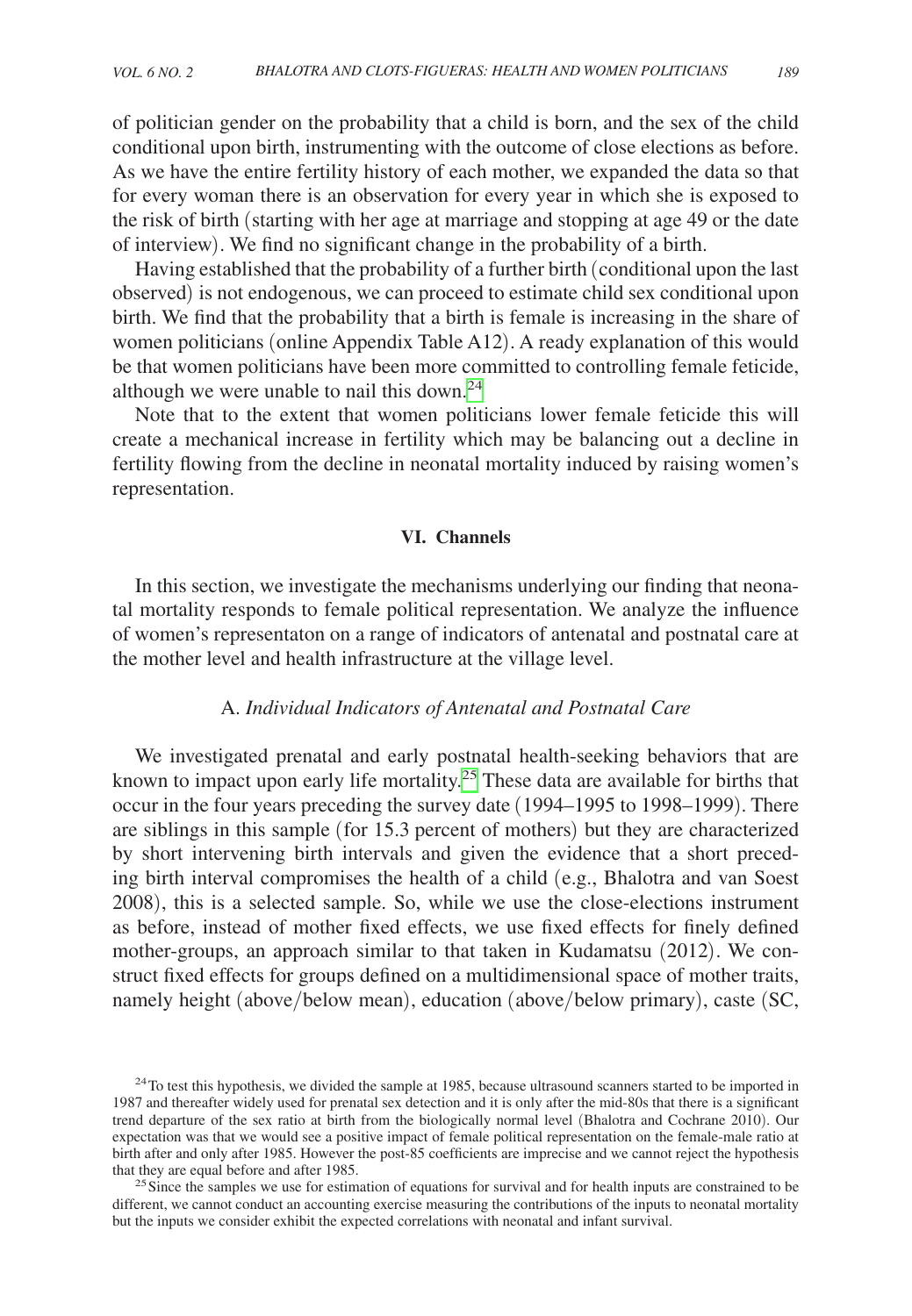of politician gender on the probability that a child is born, and the sex of the child conditional upon birth, instrumenting with the outcome of close elections as before. As we have the entire fertility history of each mother, we expanded the data so that for every woman there is an observation for every year in which she is exposed to the risk of birth (starting with her age at marriage and stopping at age 49 or the date of interview). We find no significant change in the probability of a birth.

Having established that the probability of a further birth (conditional upon the last observed) is not endogenous, we can proceed to estimate child sex conditional upon birth. We find that the probability that a birth is female is increasing in the share of women politicians (online Appendix Table A12). A ready explanation of this would be that women politicians have been more committed to controlling female feticide, although we were unable to nail this down.[24]

Note that to the extent that women politicians lower female feticide this will create a mechanical increase in fertility which may be balancing out a decline in fertility flowing from the decline in neonatal mortality induced by raising women's representation.

## VI. Channels

In this section, we investigate the mechanisms underlying our finding that neonatal mortality responds to female political representation. We analyze the influence of women's representaton on a range of indicators of antenatal and postnatal care at the mother level and health infrastructure at the village level.

### A. *Individual Indicators of Antenatal and Postnatal Care*

We investigated prenatal and early postnatal health-seeking behaviors that are known to impact upon early life mortality.[25] These data are available for births that occur in the four years preceding the survey date (1994–1995 to 1998–1999). There are siblings in this sample (for 15.3 percent of mothers) but they are characterized by short intervening birth intervals and given the evidence that a short preceding birth interval compromises the health of a child (e.g., Bhalotra and van Soest 2008), this is a selected sample. So, while we use the close-elections instrument as before, instead of mother fixed effects, we use fixed effects for finely defined mother-groups, an approach similar to that taken in Kudamatsu (2012). We construct fixed effects for groups defined on a multidimensional space of mother traits, namely height (above/below mean), education (above/below primary), caste (SC,

[24] To test this hypothesis, we divided the sample at 1985, because ultrasound scanners started to be imported in 1987 and thereafter widely used for prenatal sex detection and it is only after the mid-80s that there is a significant trend departure of the sex ratio at birth from the biologically normal level (Bhalotra and Cochrane 2010). Our expectation was that we would see a positive impact of female political representation on the female-male ratio at birth after and only after 1985. However the post-85 coefficients are imprecise and we cannot reject the hypothesis that they are equal before and after 1985.

[25] Since the samples we use for estimation of equations for survival and for health inputs are constrained to be different, we cannot conduct an accounting exercise measuring the contributions of the inputs to neonatal mortality but the inputs we consider exhibit the expected correlations with neonatal and infant survival.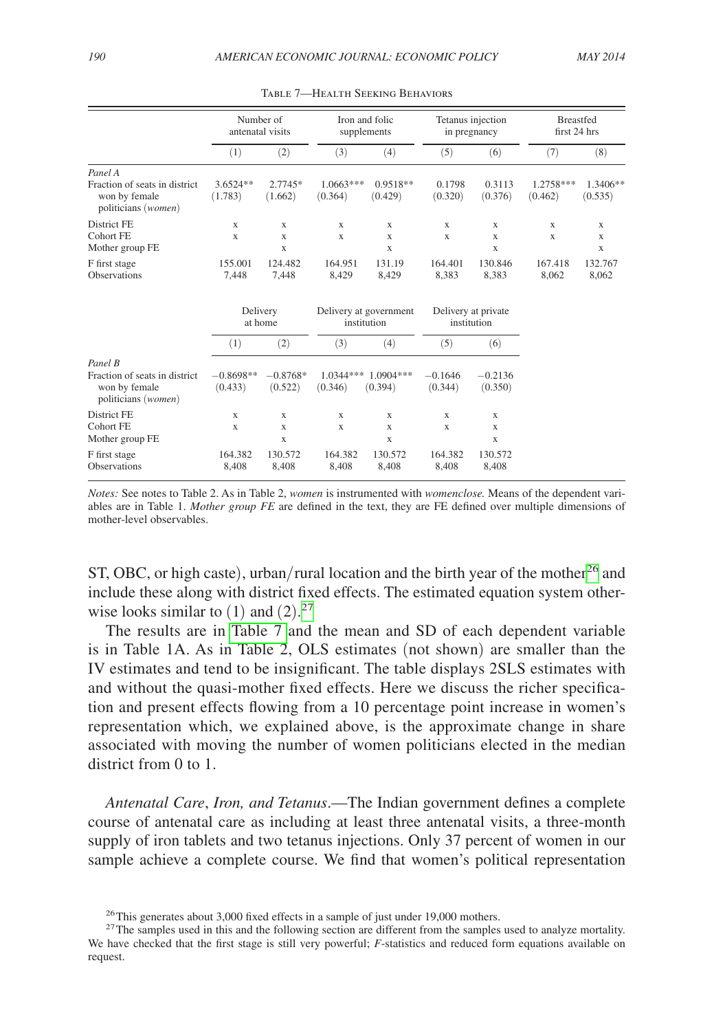Table 7—Health Seeking Behaviors

| | Number of antenatal visits | | Iron and folic supplements | | Tetanus injection in pregnancy | | Breastfed first 24 hrs | |
|---|---|---|---|---|---|---|---|---|
| | (1) | (2) | (3) | (4) | (5) | (6) | (7) | (8) |
| *Panel A* | | | | | | | | |
| Fraction of seats in district won by female politicians (*women*) | 3.6524** | 2.7745* | 1.0663*** | 0.9518** | 0.1798 | 0.3113 | 1.2758*** | 1.3406** |
| | (1.783) | (1.662) | (0.364) | (0.429) | (0.320) | (0.376) | (0.462) | (0.535) |
| District FE | x | x | x | x | x | x | x | x |
| Cohort FE | x | x | x | x | x | x | x | x |
| Mother group FE | | x | | x | | x | | x |
| F first stage | 155.001 | 124.482 | 164.951 | 131.19 | 164.401 | 130.846 | 167.418 | 132.767 |
| Observations | 7,448 | 7,448 | 8,429 | 8,429 | 8,383 | 8,383 | 8,062 | 8,062 |

| | Delivery at home | | Delivery at government institution | | Delivery at private institution | |
|---|---|---|---|---|---|---|
| | (1) | (2) | (3) | (4) | (5) | (6) |
| *Panel B* | | | | | | |
| Fraction of seats in district won by female politicians (*women*) | −0.8698** | −0.8768* | 1.0344*** | 1.0904*** | −0.1646 | −0.2136 |
| | (0.433) | (0.522) | (0.346) | (0.394) | (0.344) | (0.350) |
| District FE | x | x | x | x | x | x |
| Cohort FE | x | x | x | x | x | x |
| Mother group FE | | x | | x | | x |
| F first stage | 164.382 | 130.572 | 164.382 | 130.572 | 164.382 | 130.572 |
| Observations | 8,408 | 8,408 | 8,408 | 8,408 | 8,408 | 8,408 |

*Notes:* See notes to Table 2. As in Table 2, *women* is instrumented with *womenclose.* Means of the dependent variables are in Table 1. *Mother group FE* are defined in the text, they are FE defined over multiple dimensions of mother-level observables.

ST, OBC, or high caste), urban/rural location and the birth year of the mother[26] and include these along with district fixed effects. The estimated equation system otherwise looks similar to (1) and (2).[27]

The results are in Table 7 and the mean and SD of each dependent variable is in Table 1A. As in Table 2, OLS estimates (not shown) are smaller than the IV estimates and tend to be insignificant. The table displays 2SLS estimates with and without the quasi-mother fixed effects. Here we discuss the richer specification and present effects flowing from a 10 percentage point increase in women's representation which, we explained above, is the approximate change in share associated with moving the number of women politicians elected in the median district from 0 to 1.

*Antenatal Care*, *Iron, and Tetanus*.—The Indian government defines a complete course of antenatal care as including at least three antenatal visits, a three-month supply of iron tablets and two tetanus injections. Only 37 percent of women in our sample achieve a complete course. We find that women's political representation

[26] This generates about 3,000 fixed effects in a sample of just under 19,000 mothers.

[27] The samples used in this and the following section are different from the samples used to analyze mortality. We have checked that the first stage is still very powerful; *F*-statistics and reduced form equations available on request.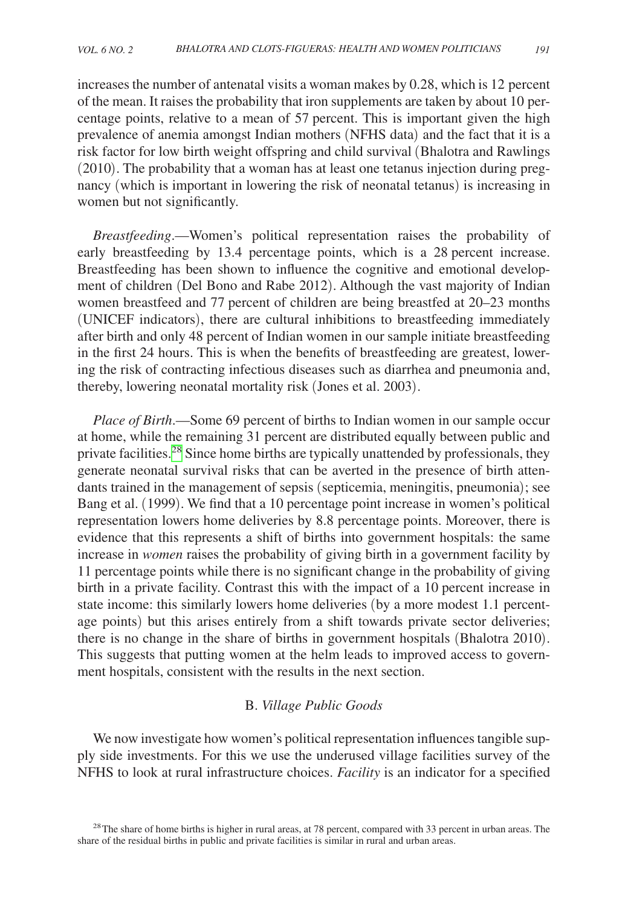increases the number of antenatal visits a woman makes by 0.28, which is 12 percent of the mean. It raises the probability that iron supplements are taken by about 10 percentage points, relative to a mean of 57 percent. This is important given the high prevalence of anemia amongst Indian mothers (NFHS data) and the fact that it is a risk factor for low birth weight offspring and child survival (Bhalotra and Rawlings (2010). The probability that a woman has at least one tetanus injection during pregnancy (which is important in lowering the risk of neonatal tetanus) is increasing in women but not significantly.

*Breastfeeding*.—Women's political representation raises the probability of early breastfeeding by 13.4 percentage points, which is a 28 percent increase. Breastfeeding has been shown to influence the cognitive and emotional development of children (Del Bono and Rabe 2012). Although the vast majority of Indian women breastfeed and 77 percent of children are being breastfed at 20–23 months (UNICEF indicators), there are cultural inhibitions to breastfeeding immediately after birth and only 48 percent of Indian women in our sample initiate breastfeeding in the first 24 hours. This is when the benefits of breastfeeding are greatest, lowering the risk of contracting infectious diseases such as diarrhea and pneumonia and, thereby, lowering neonatal mortality risk (Jones et al. 2003).

*Place of Birth*.—Some 69 percent of births to Indian women in our sample occur at home, while the remaining 31 percent are distributed equally between public and private facilities.[28] Since home births are typically unattended by professionals, they generate neonatal survival risks that can be averted in the presence of birth attendants trained in the management of sepsis (septicemia, meningitis, pneumonia); see Bang et al. (1999). We find that a 10 percentage point increase in women's political representation lowers home deliveries by 8.8 percentage points. Moreover, there is evidence that this represents a shift of births into government hospitals: the same increase in *women* raises the probability of giving birth in a government facility by 11 percentage points while there is no significant change in the probability of giving birth in a private facility. Contrast this with the impact of a 10 percent increase in state income: this similarly lowers home deliveries (by a more modest 1.1 percentage points) but this arises entirely from a shift towards private sector deliveries; there is no change in the share of births in government hospitals (Bhalotra 2010). This suggests that putting women at the helm leads to improved access to government hospitals, consistent with the results in the next section.

### B. *Village Public Goods*

We now investigate how women's political representation influences tangible supply side investments. For this we use the underused village facilities survey of the NFHS to look at rural infrastructure choices. *Facility* is an indicator for a specified

[28] The share of home births is higher in rural areas, at 78 percent, compared with 33 percent in urban areas. The share of the residual births in public and private facilities is similar in rural and urban areas.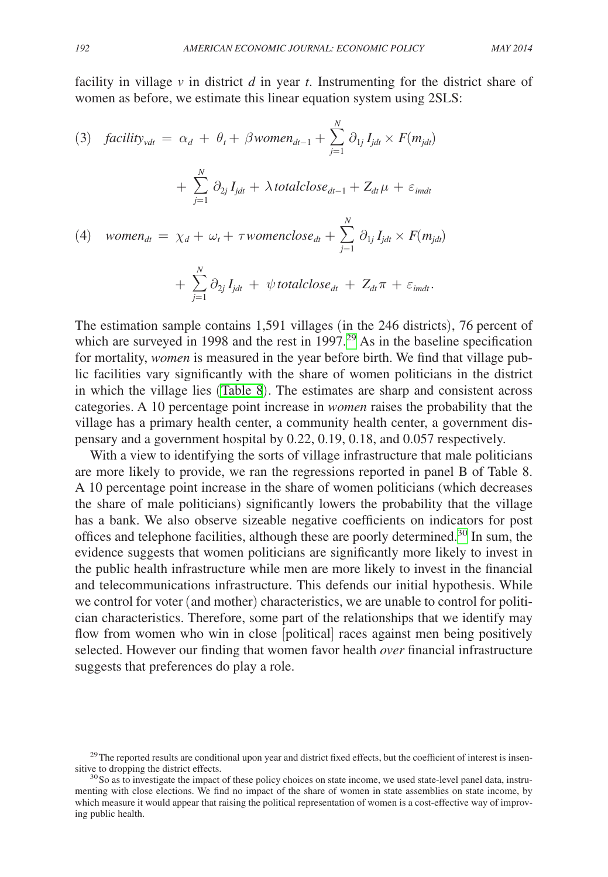facility in village $v$ in district $d$ in year $t$. Instrumenting for the district share of women as before, we estimate this linear equation system using 2SLS:

$$(3) \quad facility_{vdt} = \alpha_d + \theta_t + \beta women_{dt-1} + \sum_{j=1}^{N} \partial_{1j} I_{jdt} \times F(m_{jdt}) + \sum_{j=1}^{N} \partial_{2j} I_{jdt} + \lambda totalclose_{dt-1} + Z_{dt}\mu + \varepsilon_{imdt}$$

$$(4) \quad women_{dt} = \chi_d + \omega_t + \tau womenclose_{dt} + \sum_{j=1}^{N} \partial_{1j} I_{jdt} \times F(m_{jdt}) + \sum_{j=1}^{N} \partial_{2j} I_{jdt} + \psi totalclose_{dt} + Z_{dt}\pi + \varepsilon_{imdt}.$$

The estimation sample contains 1,591 villages (in the 246 districts), 76 percent of which are surveyed in 1998 and the rest in 1997.[29] As in the baseline specification for mortality, *women* is measured in the year before birth. We find that village public facilities vary significantly with the share of women politicians in the district in which the village lies (Table 8). The estimates are sharp and consistent across categories. A 10 percentage point increase in *women* raises the probability that the village has a primary health center, a community health center, a government dispensary and a government hospital by 0.22, 0.19, 0.18, and 0.057 respectively.

With a view to identifying the sorts of village infrastructure that male politicians are more likely to provide, we ran the regressions reported in panel B of Table 8. A 10 percentage point increase in the share of women politicians (which decreases the share of male politicians) significantly lowers the probability that the village has a bank. We also observe sizeable negative coefficients on indicators for post offices and telephone facilities, although these are poorly determined.[30] In sum, the evidence suggests that women politicians are significantly more likely to invest in the public health infrastructure while men are more likely to invest in the financial and telecommunications infrastructure. This defends our initial hypothesis. While we control for voter (and mother) characteristics, we are unable to control for politician characteristics. Therefore, some part of the relationships that we identify may flow from women who win in close [political] races against men being positively selected. However our finding that women favor health *over* financial infrastructure suggests that preferences do play a role.

[29] The reported results are conditional upon year and district fixed effects, but the coefficient of interest is insensitive to dropping the district effects.

[30] So as to investigate the impact of these policy choices on state income, we used state-level panel data, instrumenting with close elections. We find no impact of the share of women in state assemblies on state income, by which measure it would appear that raising the political representation of women is a cost-effective way of improving public health.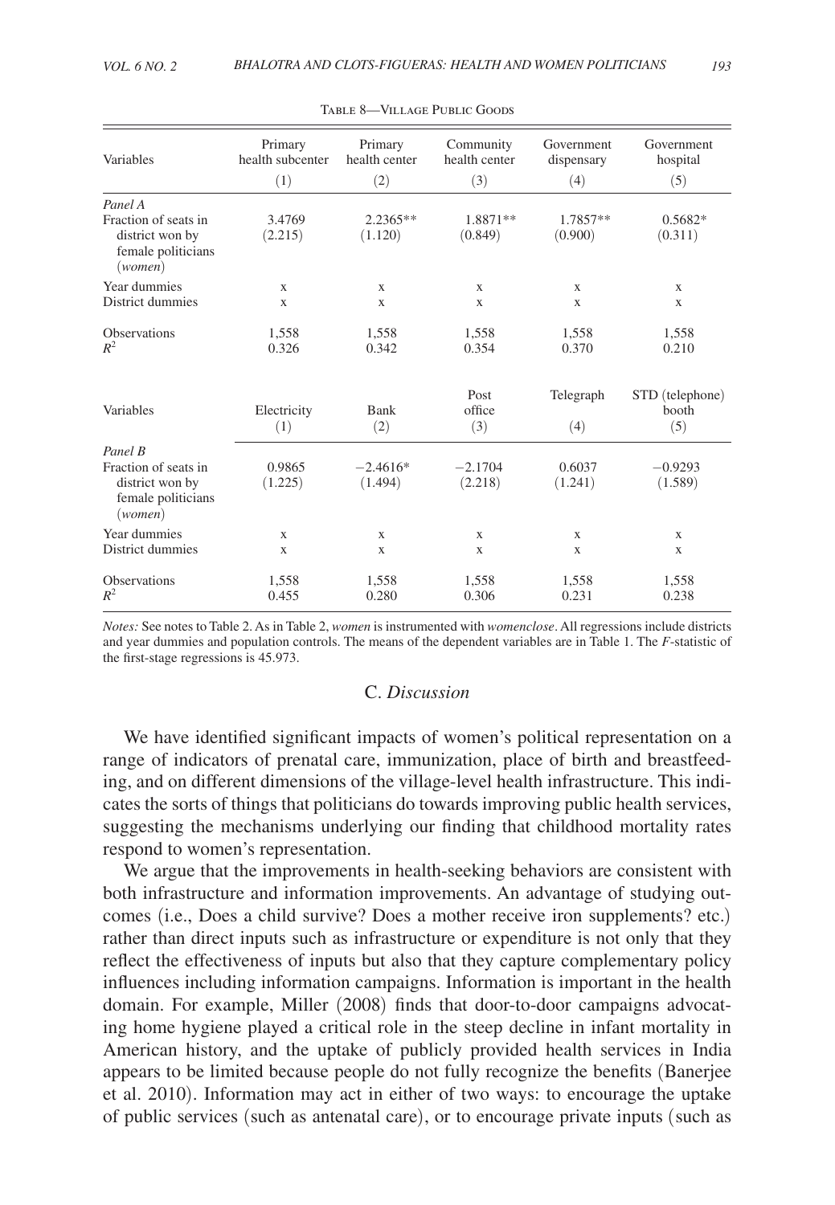Table 8—Village Public Goods

| Variables | Primary health subcenter | Primary health center | Community health center | Government dispensary | Government hospital |
|---|---|---|---|---|---|
| | (1) | (2) | (3) | (4) | (5) |
| *Panel A* | | | | | |
| Fraction of seats in district won by female politicians (*women*) | 3.4769 | 2.2365** | 1.8871** | 1.7857** | 0.5682* |
| | (2.215) | (1.120) | (0.849) | (0.900) | (0.311) |
| Year dummies | x | x | x | x | x |
| District dummies | x | x | x | x | x |
| Observations | 1,558 | 1,558 | 1,558 | 1,558 | 1,558 |
| $R^2$ | 0.326 | 0.342 | 0.354 | 0.370 | 0.210 |

| Variables | Electricity | Bank | Post office | Telegraph | STD (telephone) booth |
|---|---|---|---|---|---|
| | (1) | (2) | (3) | (4) | (5) |
| *Panel B* | | | | | |
| Fraction of seats in district won by female politicians (*women*) | 0.9865 | −2.4616* | −2.1704 | 0.6037 | −0.9293 |
| | (1.225) | (1.494) | (2.218) | (1.241) | (1.589) |
| Year dummies | x | x | x | x | x |
| District dummies | x | x | x | x | x |
| Observations | 1,558 | 1,558 | 1,558 | 1,558 | 1,558 |
| $R^2$ | 0.455 | 0.280 | 0.306 | 0.231 | 0.238 |

*Notes:* See notes to Table 2. As in Table 2, *women* is instrumented with *womenclose*. All regressions include districts and year dummies and population controls. The means of the dependent variables are in Table 1. The *F*-statistic of the first-stage regressions is 45.973.

### C. *Discussion*

We have identified significant impacts of women's political representation on a range of indicators of prenatal care, immunization, place of birth and breastfeeding, and on different dimensions of the village-level health infrastructure. This indicates the sorts of things that politicians do towards improving public health services, suggesting the mechanisms underlying our finding that childhood mortality rates respond to women's representation.

We argue that the improvements in health-seeking behaviors are consistent with both infrastructure and information improvements. An advantage of studying outcomes (i.e., Does a child survive? Does a mother receive iron supplements? etc.) rather than direct inputs such as infrastructure or expenditure is not only that they reflect the effectiveness of inputs but also that they capture complementary policy influences including information campaigns. Information is important in the health domain. For example, Miller (2008) finds that door-to-door campaigns advocating home hygiene played a critical role in the steep decline in infant mortality in American history, and the uptake of publicly provided health services in India appears to be limited because people do not fully recognize the benefits (Banerjee et al. 2010). Information may act in either of two ways: to encourage the uptake of public services (such as antenatal care), or to encourage private inputs (such as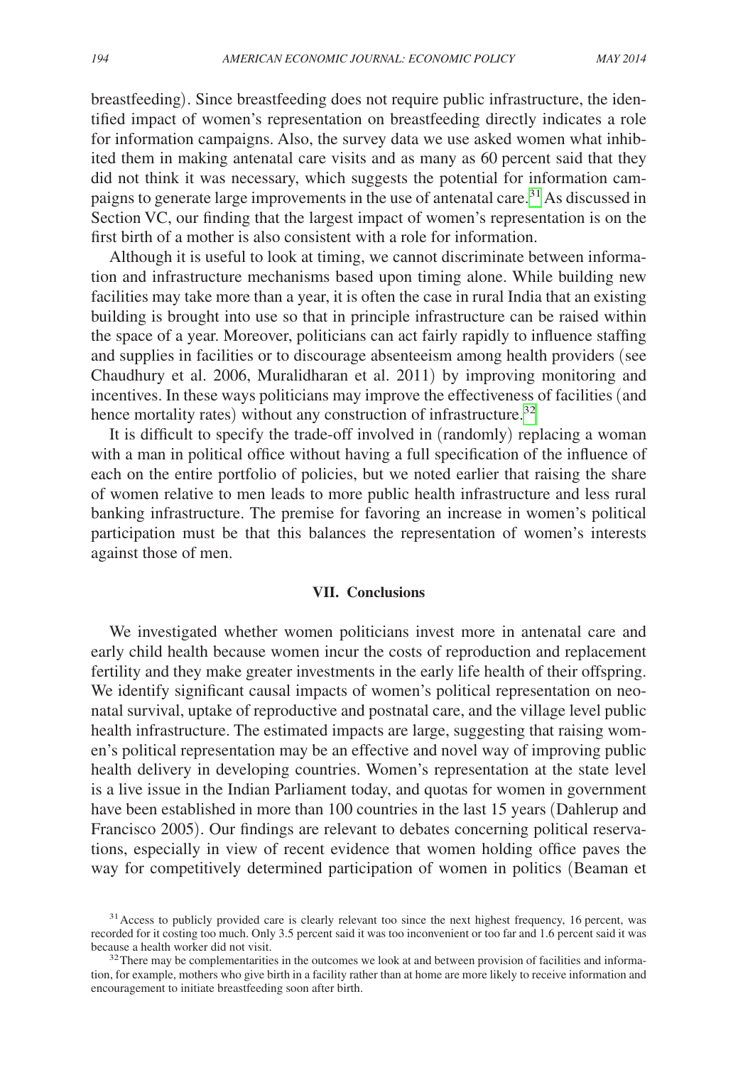breastfeeding). Since breastfeeding does not require public infrastructure, the identified impact of women's representation on breastfeeding directly indicates a role for information campaigns. Also, the survey data we use asked women what inhibited them in making antenatal care visits and as many as 60 percent said that they did not think it was necessary, which suggests the potential for information campaigns to generate large improvements in the use of antenatal care.[31] As discussed in Section VC, our finding that the largest impact of women's representation is on the first birth of a mother is also consistent with a role for information.

Although it is useful to look at timing, we cannot discriminate between information and infrastructure mechanisms based upon timing alone. While building new facilities may take more than a year, it is often the case in rural India that an existing building is brought into use so that in principle infrastructure can be raised within the space of a year. Moreover, politicians can act fairly rapidly to influence staffing and supplies in facilities or to discourage absenteeism among health providers (see Chaudhury et al. 2006, Muralidharan et al. 2011) by improving monitoring and incentives. In these ways politicians may improve the effectiveness of facilities (and hence mortality rates) without any construction of infrastructure.[32]

It is difficult to specify the trade-off involved in (randomly) replacing a woman with a man in political office without having a full specification of the influence of each on the entire portfolio of policies, but we noted earlier that raising the share of women relative to men leads to more public health infrastructure and less rural banking infrastructure. The premise for favoring an increase in women's political participation must be that this balances the representation of women's interests against those of men.

## VII. Conclusions

We investigated whether women politicians invest more in antenatal care and early child health because women incur the costs of reproduction and replacement fertility and they make greater investments in the early life health of their offspring. We identify significant causal impacts of women's political representation on neonatal survival, uptake of reproductive and postnatal care, and the village level public health infrastructure. The estimated impacts are large, suggesting that raising women's political representation may be an effective and novel way of improving public health delivery in developing countries. Women's representation at the state level is a live issue in the Indian Parliament today, and quotas for women in government have been established in more than 100 countries in the last 15 years (Dahlerup and Francisco 2005). Our findings are relevant to debates concerning political reservations, especially in view of recent evidence that women holding office paves the way for competitively determined participation of women in politics (Beaman et

[31] Access to publicly provided care is clearly relevant too since the next highest frequency, 16 percent, was recorded for it costing too much. Only 3.5 percent said it was too inconvenient or too far and 1.6 percent said it was because a health worker did not visit.

[32] There may be complementarities in the outcomes we look at and between provision of facilities and information, for example, mothers who give birth in a facility rather than at home are more likely to receive information and encouragement to initiate breastfeeding soon after birth.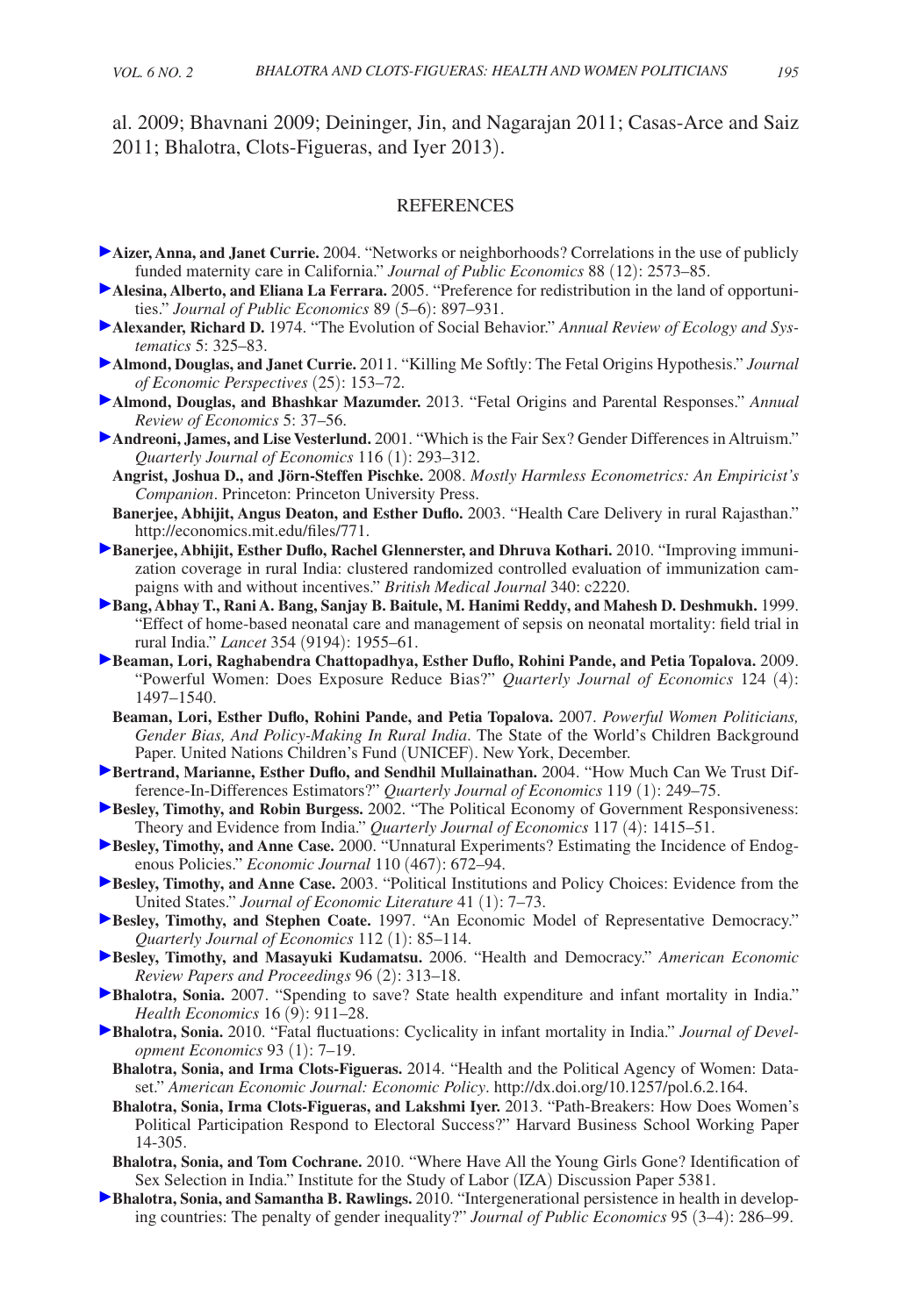al. 2009; Bhavnani 2009; Deininger, Jin, and Nagarajan 2011; Casas-Arce and Saiz 2011; Bhalotra, Clots-Figueras, and Iyer 2013).

## REFERENCES

**Aizer, Anna, and Janet Currie.** 2004. "Networks or neighborhoods? Correlations in the use of publicly funded maternity care in California." *Journal of Public Economics* 88 (12): 2573–85.

**Alesina, Alberto, and Eliana La Ferrara.** 2005. "Preference for redistribution in the land of opportunities." *Journal of Public Economics* 89 (5–6): 897–931.

**Alexander, Richard D.** 1974. "The Evolution of Social Behavior." *Annual Review of Ecology and Systematics* 5: 325–83.

**Almond, Douglas, and Janet Currie.** 2011. "Killing Me Softly: The Fetal Origins Hypothesis." *Journal of Economic Perspectives* (25): 153–72.

**Almond, Douglas, and Bhashkar Mazumder.** 2013. "Fetal Origins and Parental Responses." *Annual Review of Economics* 5: 37–56.

**Andreoni, James, and Lise Vesterlund.** 2001. "Which is the Fair Sex? Gender Differences in Altruism." *Quarterly Journal of Economics* 116 (1): 293–312.

**Angrist, Joshua D., and Jörn-Steffen Pischke.** 2008. *Mostly Harmless Econometrics: An Empiricist's Companion*. Princeton: Princeton University Press.

**Banerjee, Abhijit, Angus Deaton, and Esther Duflo.** 2003. "Health Care Delivery in rural Rajasthan." http://economics.mit.edu/files/771.

**Banerjee, Abhijit, Esther Duflo, Rachel Glennerster, and Dhruva Kothari.** 2010. "Improving immunization coverage in rural India: clustered randomized controlled evaluation of immunization campaigns with and without incentives." *British Medical Journal* 340: c2220.

**Bang, Abhay T., Rani A. Bang, Sanjay B. Baitule, M. Hanimi Reddy, and Mahesh D. Deshmukh.** 1999. "Effect of home-based neonatal care and management of sepsis on neonatal mortality: field trial in rural India." *Lancet* 354 (9194): 1955–61.

**Beaman, Lori, Raghabendra Chattopadhya, Esther Duflo, Rohini Pande, and Petia Topalova.** 2009. "Powerful Women: Does Exposure Reduce Bias?" *Quarterly Journal of Economics* 124 (4): 1497–1540.

**Beaman, Lori, Esther Duflo, Rohini Pande, and Petia Topalova.** 2007. *Powerful Women Politicians, Gender Bias, And Policy-Making In Rural India*. The State of the World's Children Background Paper. United Nations Children's Fund (UNICEF). New York, December.

**Bertrand, Marianne, Esther Duflo, and Sendhil Mullainathan.** 2004. "How Much Can We Trust Difference-In-Differences Estimators?" *Quarterly Journal of Economics* 119 (1): 249–75.

**Besley, Timothy, and Robin Burgess.** 2002. "The Political Economy of Government Responsiveness: Theory and Evidence from India." *Quarterly Journal of Economics* 117 (4): 1415–51.

**Besley, Timothy, and Anne Case.** 2000. "Unnatural Experiments? Estimating the Incidence of Endogenous Policies." *Economic Journal* 110 (467): 672–94.

**Besley, Timothy, and Anne Case.** 2003. "Political Institutions and Policy Choices: Evidence from the United States." *Journal of Economic Literature* 41 (1): 7–73.

**Besley, Timothy, and Stephen Coate.** 1997. "An Economic Model of Representative Democracy." *Quarterly Journal of Economics* 112 (1): 85–114.

**Besley, Timothy, and Masayuki Kudamatsu.** 2006. "Health and Democracy." *American Economic Review Papers and Proceedings* 96 (2): 313–18.

**Bhalotra, Sonia.** 2007. "Spending to save? State health expenditure and infant mortality in India." *Health Economics* 16 (9): 911–28.

**Bhalotra, Sonia.** 2010. "Fatal fluctuations: Cyclicality in infant mortality in India." *Journal of Development Economics* 93 (1): 7–19.

**Bhalotra, Sonia, and Irma Clots-Figueras.** 2014. "Health and the Political Agency of Women: Dataset." *American Economic Journal: Economic Policy*. http://dx.doi.org/10.1257/pol.6.2.164.

**Bhalotra, Sonia, Irma Clots-Figueras, and Lakshmi Iyer.** 2013. "Path-Breakers: How Does Women's Political Participation Respond to Electoral Success?" Harvard Business School Working Paper 14-305.

**Bhalotra, Sonia, and Tom Cochrane.** 2010. "Where Have All the Young Girls Gone? Identification of Sex Selection in India." Institute for the Study of Labor (IZA) Discussion Paper 5381.

**Bhalotra, Sonia, and Samantha B. Rawlings.** 2010. "Intergenerational persistence in health in developing countries: The penalty of gender inequality?" *Journal of Public Economics* 95 (3–4): 286–99.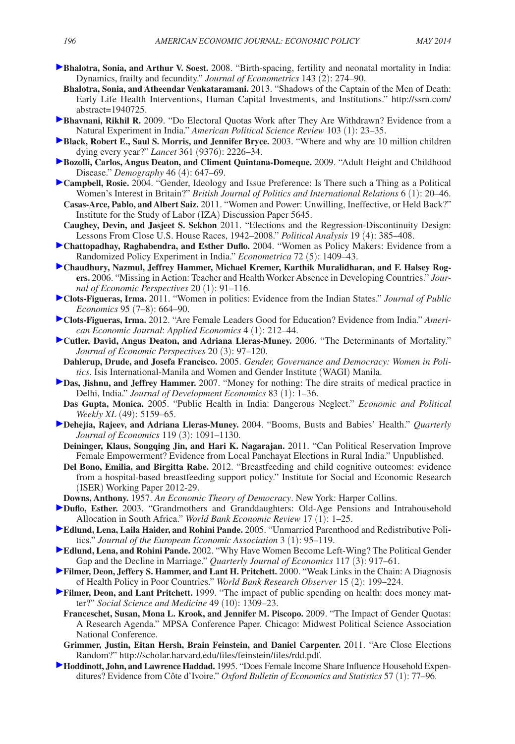**Bhalotra, Sonia, and Arthur V. Soest.** 2008. "Birth-spacing, fertility and neonatal mortality in India: Dynamics, frailty and fecundity." *Journal of Econometrics* 143 (2): 274–90.

**Bhalotra, Sonia, and Atheendar Venkataramani.** 2013. "Shadows of the Captain of the Men of Death: Early Life Health Interventions, Human Capital Investments, and Institutions." http://ssrn.com/abstract=1940725.

**Bhavnani, Rikhil R.** 2009. "Do Electoral Quotas Work after They Are Withdrawn? Evidence from a Natural Experiment in India." *American Political Science Review* 103 (1): 23–35.

**Black, Robert E., Saul S. Morris, and Jennifer Bryce.** 2003. "Where and why are 10 million children dying every year?" *Lancet* 361 (9376): 2226–34.

**Bozolli, Carlos, Angus Deaton, and Climent Quintana-Domeque.** 2009. "Adult Height and Childhood Disease." *Demography* 46 (4): 647–69.

**Campbell, Rosie.** 2004. "Gender, Ideology and Issue Preference: Is There such a Thing as a Political Women's Interest in Britain?" *British Journal of Politics and International Relations* 6 (1): 20–46.

**Casas-Arce, Pablo, and Albert Saiz.** 2011. "Women and Power: Unwilling, Ineffective, or Held Back?" Institute for the Study of Labor (IZA) Discussion Paper 5645.

**Caughey, Devin, and Jasjeet S. Sekhon** 2011. "Elections and the Regression-Discontinuity Design: Lessons From Close U.S. House Races, 1942–2008." *Political Analysis* 19 (4): 385–408.

**Chattopadhay, Raghabendra, and Esther Duflo.** 2004. "Women as Policy Makers: Evidence from a Randomized Policy Experiment in India." *Econometrica* 72 (5): 1409–43.

**Chaudhury, Nazmul, Jeffrey Hammer, Michael Kremer, Karthik Muralidharan, and F. Halsey Rogers.** 2006. "Missing in Action: Teacher and Health Worker Absence in Developing Countries." *Journal of Economic Perspectives* 20 (1): 91–116.

**Clots-Figueras, Irma.** 2011. "Women in politics: Evidence from the Indian States." *Journal of Public Economics* 95 (7–8): 664–90.

**Clots-Figueras, Irma.** 2012. "Are Female Leaders Good for Education? Evidence from India." *American Economic Journal: Applied Economics* 4 (1): 212–44.

**Cutler, David, Angus Deaton, and Adriana Lleras-Muney.** 2006. "The Determinants of Mortality." *Journal of Economic Perspectives* 20 (3): 97–120.

**Dahlerup, Drude, and Josefa Francisco.** 2005. *Gender, Governance and Democracy: Women in Politics*. Isis International-Manila and Women and Gender Institute (WAGI) Manila.

**Das, Jishnu, and Jeffrey Hammer.** 2007. "Money for nothing: The dire straits of medical practice in Delhi, India." *Journal of Development Economics* 83 (1): 1–36.

**Das Gupta, Monica.** 2005. "Public Health in India: Dangerous Neglect." *Economic and Political Weekly XL* (49): 5159–65.

**Dehejia, Rajeev, and Adriana Lleras-Muney.** 2004. "Booms, Busts and Babies' Health." *Quarterly Journal of Economics* 119 (3): 1091–1130.

**Deininger, Klaus, Songqing Jin, and Hari K. Nagarajan.** 2011. "Can Political Reservation Improve Female Empowerment? Evidence from Local Panchayat Elections in Rural India." Unpublished.

**Del Bono, Emilia, and Birgitta Rabe.** 2012. "Breastfeeding and child cognitive outcomes: evidence from a hospital-based breastfeeding support policy." Institute for Social and Economic Research (ISER) Working Paper 2012-29.

**Downs, Anthony.** 1957. *An Economic Theory of Democracy*. New York: Harper Collins.

**Duflo, Esther.** 2003. "Grandmothers and Granddaughters: Old-Age Pensions and Intrahousehold Allocation in South Africa." *World Bank Economic Review* 17 (1): 1–25.

**Edlund, Lena, Laila Haider, and Rohini Pande.** 2005. "Unmarried Parenthood and Redistributive Politics." *Journal of the European Economic Association* 3 (1): 95–119.

**Edlund, Lena, and Rohini Pande.** 2002. "Why Have Women Become Left-Wing? The Political Gender Gap and the Decline in Marriage." *Quarterly Journal of Economics* 117 (3): 917–61.

**Filmer, Deon, Jeffery S. Hammer, and Lant H. Pritchett.** 2000. "Weak Links in the Chain: A Diagnosis of Health Policy in Poor Countries." *World Bank Research Observer* 15 (2): 199–224.

**Filmer, Deon, and Lant Pritchett.** 1999. "The impact of public spending on health: does money matter?" *Social Science and Medicine* 49 (10): 1309–23.

**Franceschet, Susan, Mona L. Krook, and Jennifer M. Piscopo.** 2009. "The Impact of Gender Quotas: A Research Agenda." MPSA Conference Paper. Chicago: Midwest Political Science Association National Conference.

**Grimmer, Justin, Eitan Hersh, Brain Feinstein, and Daniel Carpenter.** 2011. "Are Close Elections Random?" http://scholar.harvard.edu/files/feinstein/files/rdd.pdf.

**Hoddinott, John, and Lawrence Haddad.** 1995. "Does Female Income Share Influence Household Expenditures? Evidence from Côte d'Ivoire." *Oxford Bulletin of Economics and Statistics* 57 (1): 77–96.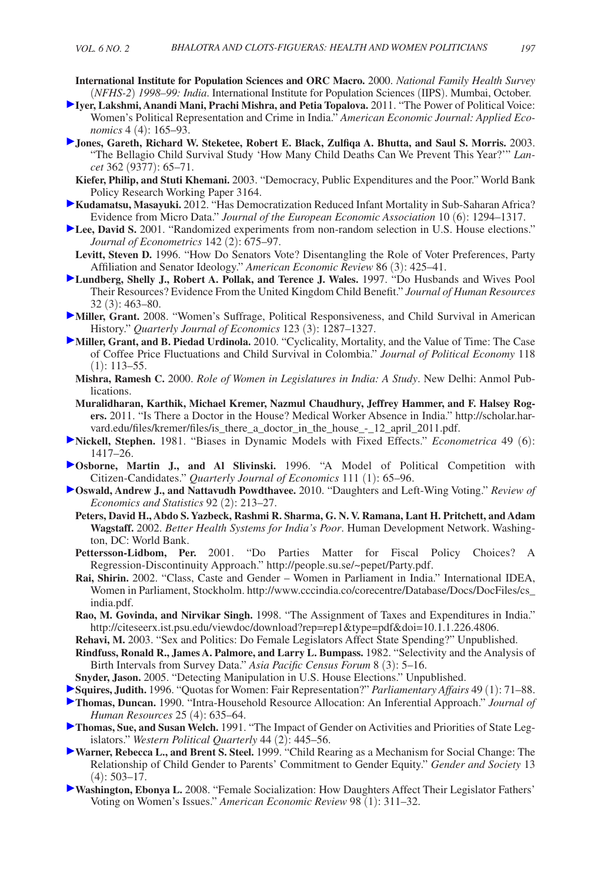**International Institute for Population Sciences and ORC Macro.** 2000. *National Family Health Survey* (*NFHS-2*) *1998–99: India*. International Institute for Population Sciences (IIPS). Mumbai, October.

**Iyer, Lakshmi, Anandi Mani, Prachi Mishra, and Petia Topalova.** 2011. "The Power of Political Voice: Women's Political Representation and Crime in India." *American Economic Journal: Applied Economics* 4 (4): 165–93.

**Jones, Gareth, Richard W. Steketee, Robert E. Black, Zulfiqa A. Bhutta, and Saul S. Morris.** 2003. "The Bellagio Child Survival Study 'How Many Child Deaths Can We Prevent This Year?'" *Lancet* 362 (9377): 65–71.

**Kiefer, Philip, and Stuti Khemani.** 2003. "Democracy, Public Expenditures and the Poor." World Bank Policy Research Working Paper 3164.

**Kudamatsu, Masayuki.** 2012. "Has Democratization Reduced Infant Mortality in Sub-Saharan Africa? Evidence from Micro Data." *Journal of the European Economic Association* 10 (6): 1294–1317.

**Lee, David S.** 2001. "Randomized experiments from non-random selection in U.S. House elections." *Journal of Econometrics* 142 (2): 675–97.

**Levitt, Steven D.** 1996. "How Do Senators Vote? Disentangling the Role of Voter Preferences, Party Affiliation and Senator Ideology." *American Economic Review* 86 (3): 425–41.

**Lundberg, Shelly J., Robert A. Pollak, and Terence J. Wales.** 1997. "Do Husbands and Wives Pool Their Resources? Evidence From the United Kingdom Child Benefit." *Journal of Human Resources* 32 (3): 463–80.

**Miller, Grant.** 2008. "Women's Suffrage, Political Responsiveness, and Child Survival in American History." *Quarterly Journal of Economics* 123 (3): 1287–1327.

**Miller, Grant, and B. Piedad Urdinola.** 2010. "Cyclicality, Mortality, and the Value of Time: The Case of Coffee Price Fluctuations and Child Survival in Colombia." *Journal of Political Economy* 118 (1): 113–55.

**Mishra, Ramesh C.** 2000. *Role of Women in Legislatures in India: A Study*. New Delhi: Anmol Publications.

**Muralidharan, Karthik, Michael Kremer, Nazmul Chaudhury, Jeffrey Hammer, and F. Halsey Rogers.** 2011. "Is There a Doctor in the House? Medical Worker Absence in India." http://scholar.harvard.edu/files/kremer/files/is_there_a_doctor_in_the_house_-_12_april_2011.pdf.

**Nickell, Stephen.** 1981. "Biases in Dynamic Models with Fixed Effects." *Econometrica* 49 (6): 1417–26.

**Osborne, Martin J., and Al Slivinski.** 1996. "A Model of Political Competition with Citizen-Candidates." *Quarterly Journal of Economics* 111 (1): 65–96.

**Oswald, Andrew J., and Nattavudh Powdthavee.** 2010. "Daughters and Left-Wing Voting." *Review of Economics and Statistics* 92 (2): 213–27.

**Peters, David H., Abdo S. Yazbeck, Rashmi R. Sharma, G. N. V. Ramana, Lant H. Pritchett, and Adam Wagstaff.** 2002. *Better Health Systems for India's Poor*. Human Development Network. Washington, DC: World Bank.

**Pettersson-Lidbom, Per.** 2001. "Do Parties Matter for Fiscal Policy Choices? A Regression-Discontinuity Approach." http://people.su.se/~pepet/Party.pdf.

**Rai, Shirin.** 2002. "Class, Caste and Gender – Women in Parliament in India." International IDEA, Women in Parliament, Stockholm. http://www.cccindia.co/corecentre/Database/Docs/DocFiles/cs_india.pdf.

**Rao, M. Govinda, and Nirvikar Singh.** 1998. "The Assignment of Taxes and Expenditures in India." http://citeseerx.ist.psu.edu/viewdoc/download?rep=rep1&type=pdf&doi=10.1.1.226.4806.

**Rehavi, M.** 2003. "Sex and Politics: Do Female Legislators Affect State Spending?" Unpublished.

**Rindfuss, Ronald R., James A. Palmore, and Larry L. Bumpass.** 1982. "Selectivity and the Analysis of Birth Intervals from Survey Data." *Asia Pacific Census Forum* 8 (3): 5–16.

**Snyder, Jason.** 2005. "Detecting Manipulation in U.S. House Elections." Unpublished.

**Squires, Judith.** 1996. "Quotas for Women: Fair Representation?" *Parliamentary Affairs* 49 (1): 71–88.

**Thomas, Duncan.** 1990. "Intra-Household Resource Allocation: An Inferential Approach." *Journal of Human Resources* 25 (4): 635–64.

**Thomas, Sue, and Susan Welch.** 1991. "The Impact of Gender on Activities and Priorities of State Legislators." *Western Political Quarterly* 44 (2): 445–56.

**Warner, Rebecca L., and Brent S. Steel.** 1999. "Child Rearing as a Mechanism for Social Change: The Relationship of Child Gender to Parents' Commitment to Gender Equity." *Gender and Society* 13 (4): 503–17.

**Washington, Ebonya L.** 2008. "Female Socialization: How Daughters Affect Their Legislator Fathers' Voting on Women's Issues." *American Economic Review* 98 (1): 311–32.